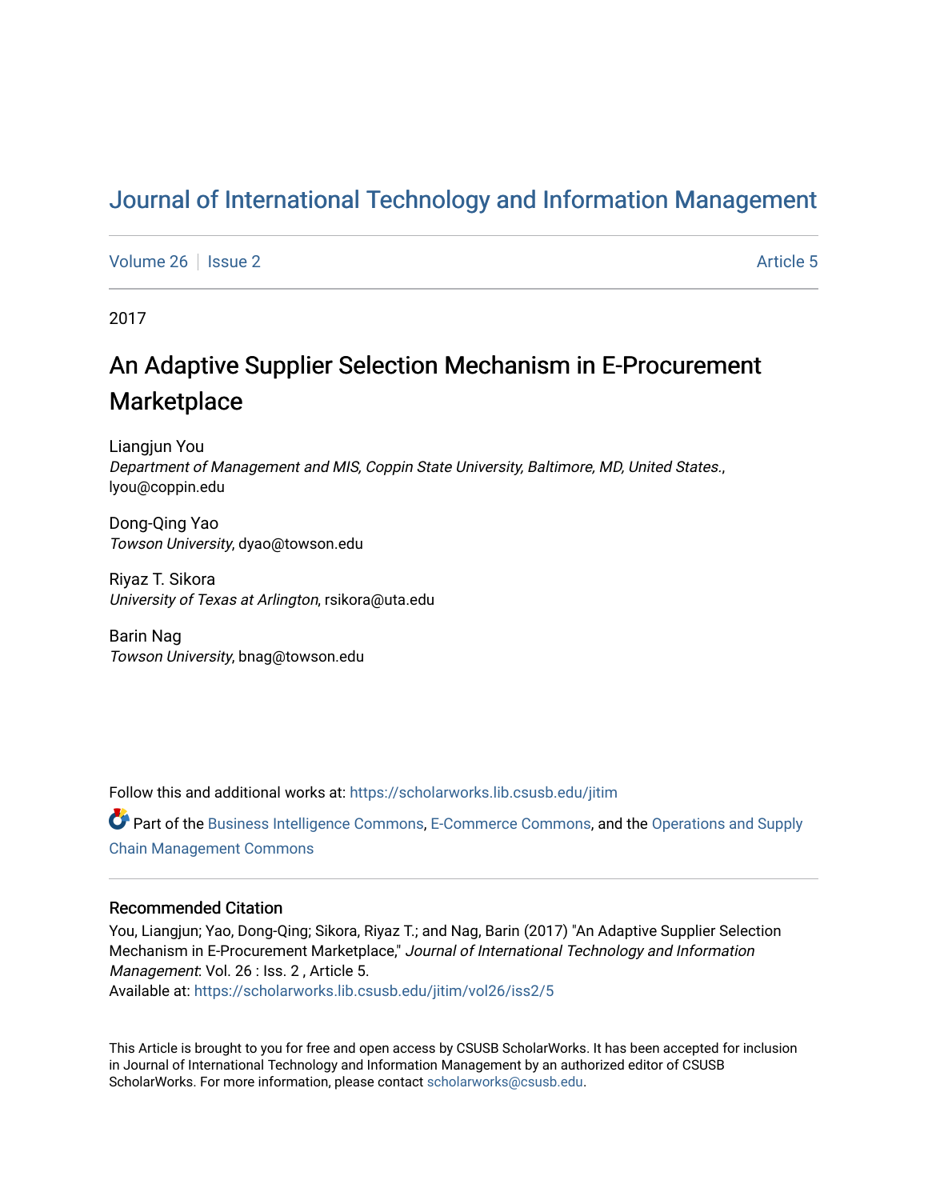# Journal of International Technology and Information Management

Volume 26 | Issue 2 | Article 5

2017

## An Adaptive Supplier Selection Mechanism in E-Procurement Marketplace

Liangjun You
*Department of Management and MIS, Coppin State University, Baltimore, MD, United States.*, lyou@coppin.edu

Dong-Qing Yao
*Towson University*, dyao@towson.edu

Riyaz T. Sikora
*University of Texas at Arlington*, rsikora@uta.edu

Barin Nag
*Towson University*, bnag@towson.edu

Follow this and additional works at: https://scholarworks.lib.csusb.edu/jitim

Part of the Business Intelligence Commons, E-Commerce Commons, and the Operations and Supply Chain Management Commons

### Recommended Citation

You, Liangjun; Yao, Dong-Qing; Sikora, Riyaz T.; and Nag, Barin (2017) "An Adaptive Supplier Selection Mechanism in E-Procurement Marketplace," *Journal of International Technology and Information Management*: Vol. 26 : Iss. 2 , Article 5.
Available at: https://scholarworks.lib.csusb.edu/jitim/vol26/iss2/5

This Article is brought to you for free and open access by CSUSB ScholarWorks. It has been accepted for inclusion in Journal of International Technology and Information Management by an authorized editor of CSUSB ScholarWorks. For more information, please contact scholarworks@csusb.edu.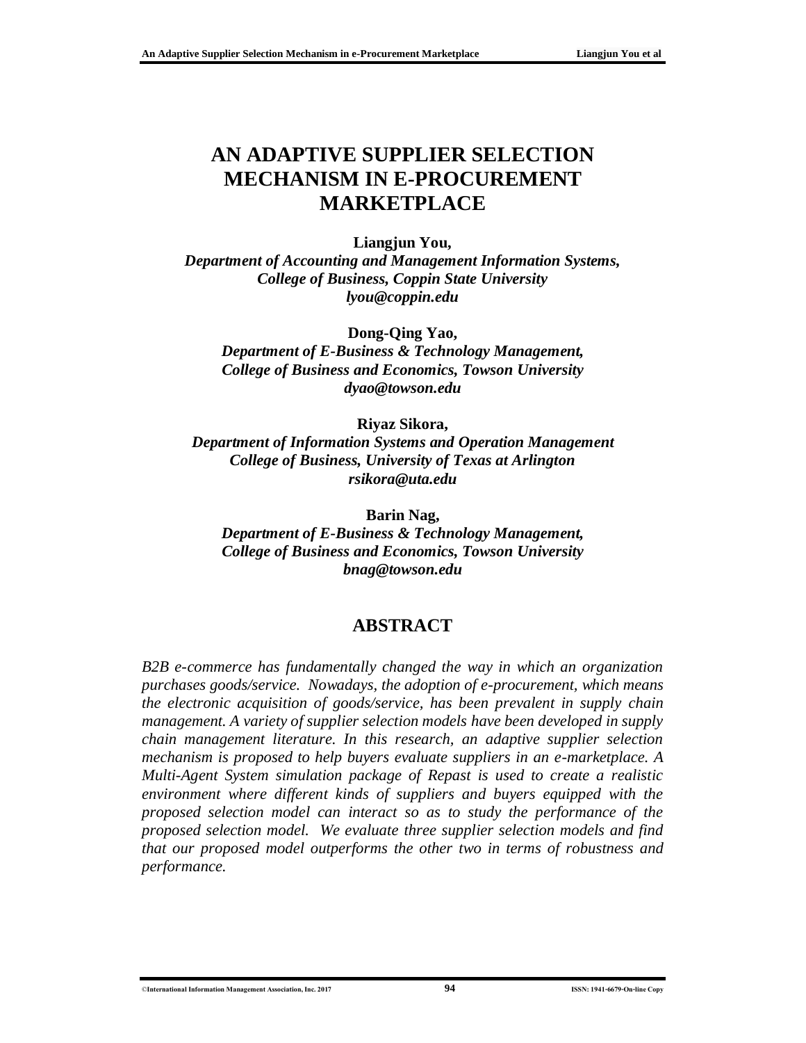# AN ADAPTIVE SUPPLIER SELECTION MECHANISM IN E-PROCUREMENT MARKETPLACE

**Liangjun You,**
***Department of Accounting and Management Information Systems,***
***College of Business, Coppin State University***
***lyou@coppin.edu***

**Dong-Qing Yao,**
***Department of E-Business & Technology Management,***
***College of Business and Economics, Towson University***
***dyao@towson.edu***

**Riyaz Sikora,**
***Department of Information Systems and Operation Management***
***College of Business, University of Texas at Arlington***
***rsikora@uta.edu***

**Barin Nag,**
***Department of E-Business & Technology Management,***
***College of Business and Economics, Towson University***
***bnag@towson.edu***

## ABSTRACT

*B2B e-commerce has fundamentally changed the way in which an organization purchases goods/service. Nowadays, the adoption of e-procurement, which means the electronic acquisition of goods/service, has been prevalent in supply chain management. A variety of supplier selection models have been developed in supply chain management literature. In this research, an adaptive supplier selection mechanism is proposed to help buyers evaluate suppliers in an e-marketplace. A Multi-Agent System simulation package of Repast is used to create a realistic environment where different kinds of suppliers and buyers equipped with the proposed selection model can interact so as to study the performance of the proposed selection model. We evaluate three supplier selection models and find that our proposed model outperforms the other two in terms of robustness and performance.*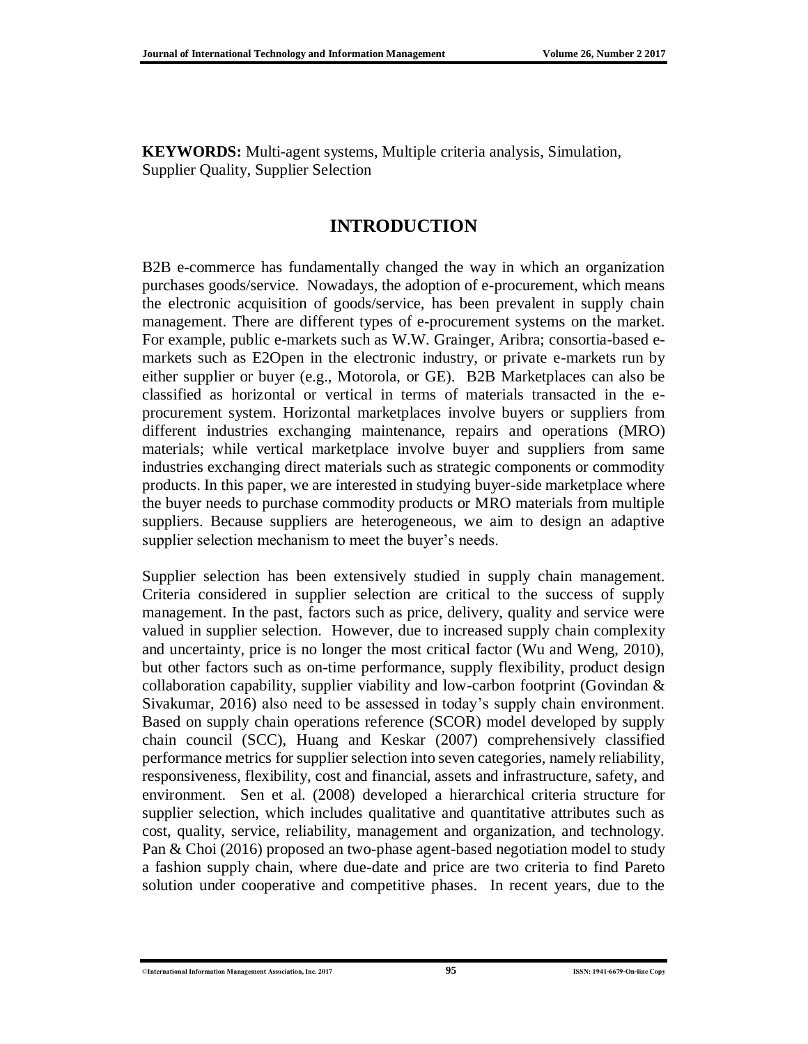**KEYWORDS:** Multi-agent systems, Multiple criteria analysis, Simulation, Supplier Quality, Supplier Selection

# INTRODUCTION

B2B e-commerce has fundamentally changed the way in which an organization purchases goods/service. Nowadays, the adoption of e-procurement, which means the electronic acquisition of goods/service, has been prevalent in supply chain management. There are different types of e-procurement systems on the market. For example, public e-markets such as W.W. Grainger, Aribra; consortia-based e-markets such as E2Open in the electronic industry, or private e-markets run by either supplier or buyer (e.g., Motorola, or GE). B2B Marketplaces can also be classified as horizontal or vertical in terms of materials transacted in the e-procurement system. Horizontal marketplaces involve buyers or suppliers from different industries exchanging maintenance, repairs and operations (MRO) materials; while vertical marketplace involve buyer and suppliers from same industries exchanging direct materials such as strategic components or commodity products. In this paper, we are interested in studying buyer-side marketplace where the buyer needs to purchase commodity products or MRO materials from multiple suppliers. Because suppliers are heterogeneous, we aim to design an adaptive supplier selection mechanism to meet the buyer's needs.

Supplier selection has been extensively studied in supply chain management. Criteria considered in supplier selection are critical to the success of supply management. In the past, factors such as price, delivery, quality and service were valued in supplier selection. However, due to increased supply chain complexity and uncertainty, price is no longer the most critical factor (Wu and Weng, 2010), but other factors such as on-time performance, supply flexibility, product design collaboration capability, supplier viability and low-carbon footprint (Govindan & Sivakumar, 2016) also need to be assessed in today's supply chain environment. Based on supply chain operations reference (SCOR) model developed by supply chain council (SCC), Huang and Keskar (2007) comprehensively classified performance metrics for supplier selection into seven categories, namely reliability, responsiveness, flexibility, cost and financial, assets and infrastructure, safety, and environment. Sen et al. (2008) developed a hierarchical criteria structure for supplier selection, which includes qualitative and quantitative attributes such as cost, quality, service, reliability, management and organization, and technology. Pan & Choi (2016) proposed an two-phase agent-based negotiation model to study a fashion supply chain, where due-date and price are two criteria to find Pareto solution under cooperative and competitive phases. In recent years, due to the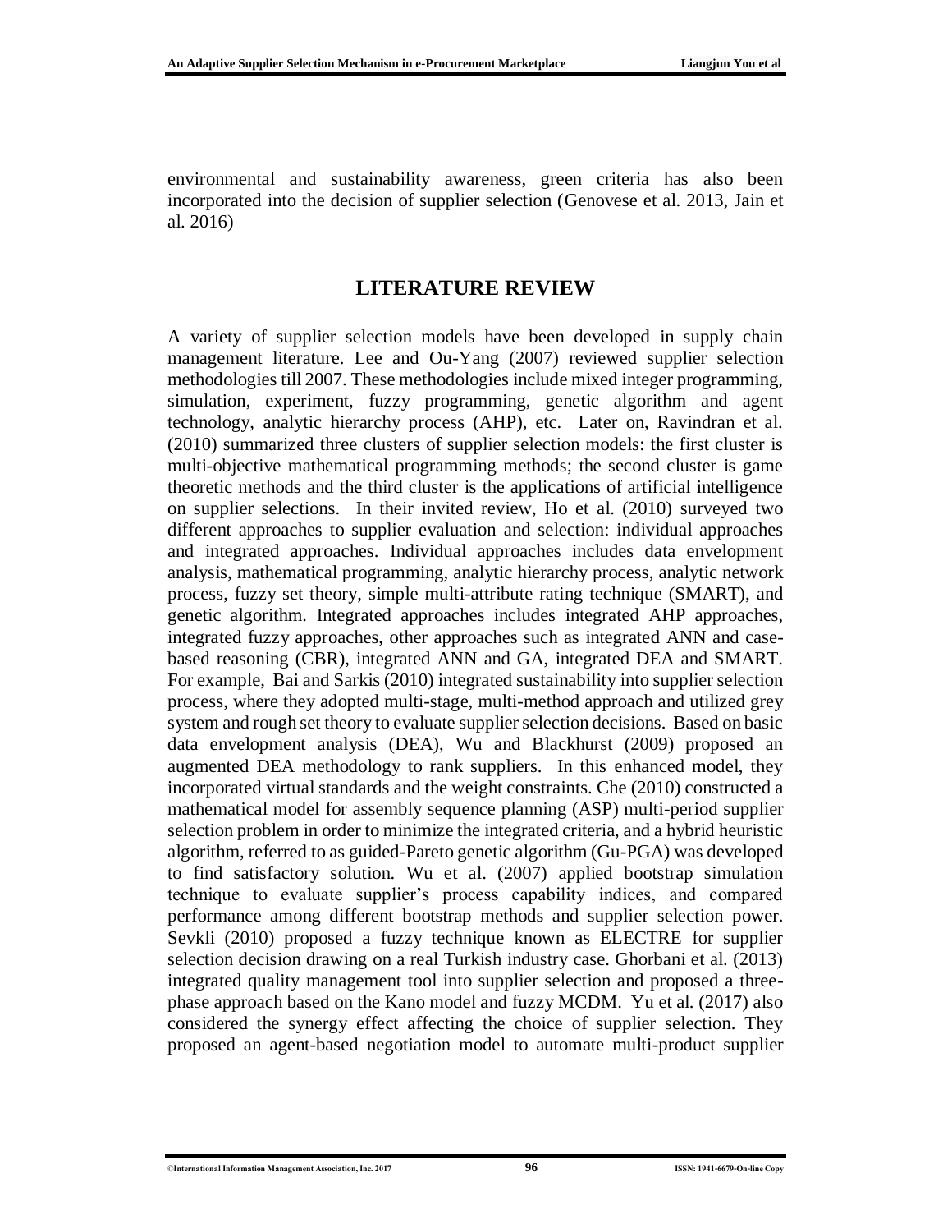environmental and sustainability awareness, green criteria has also been incorporated into the decision of supplier selection (Genovese et al. 2013, Jain et al. 2016)

## LITERATURE REVIEW

A variety of supplier selection models have been developed in supply chain management literature. Lee and Ou-Yang (2007) reviewed supplier selection methodologies till 2007. These methodologies include mixed integer programming, simulation, experiment, fuzzy programming, genetic algorithm and agent technology, analytic hierarchy process (AHP), etc. Later on, Ravindran et al. (2010) summarized three clusters of supplier selection models: the first cluster is multi-objective mathematical programming methods; the second cluster is game theoretic methods and the third cluster is the applications of artificial intelligence on supplier selections. In their invited review, Ho et al. (2010) surveyed two different approaches to supplier evaluation and selection: individual approaches and integrated approaches. Individual approaches includes data envelopment analysis, mathematical programming, analytic hierarchy process, analytic network process, fuzzy set theory, simple multi-attribute rating technique (SMART), and genetic algorithm. Integrated approaches includes integrated AHP approaches, integrated fuzzy approaches, other approaches such as integrated ANN and case-based reasoning (CBR), integrated ANN and GA, integrated DEA and SMART. For example, Bai and Sarkis (2010) integrated sustainability into supplier selection process, where they adopted multi-stage, multi-method approach and utilized grey system and rough set theory to evaluate supplier selection decisions. Based on basic data envelopment analysis (DEA), Wu and Blackhurst (2009) proposed an augmented DEA methodology to rank suppliers. In this enhanced model, they incorporated virtual standards and the weight constraints. Che (2010) constructed a mathematical model for assembly sequence planning (ASP) multi-period supplier selection problem in order to minimize the integrated criteria, and a hybrid heuristic algorithm, referred to as guided-Pareto genetic algorithm (Gu-PGA) was developed to find satisfactory solution. Wu et al. (2007) applied bootstrap simulation technique to evaluate supplier's process capability indices, and compared performance among different bootstrap methods and supplier selection power. Sevkli (2010) proposed a fuzzy technique known as ELECTRE for supplier selection decision drawing on a real Turkish industry case. Ghorbani et al. (2013) integrated quality management tool into supplier selection and proposed a three-phase approach based on the Kano model and fuzzy MCDM. Yu et al. (2017) also considered the synergy effect affecting the choice of supplier selection. They proposed an agent-based negotiation model to automate multi-product supplier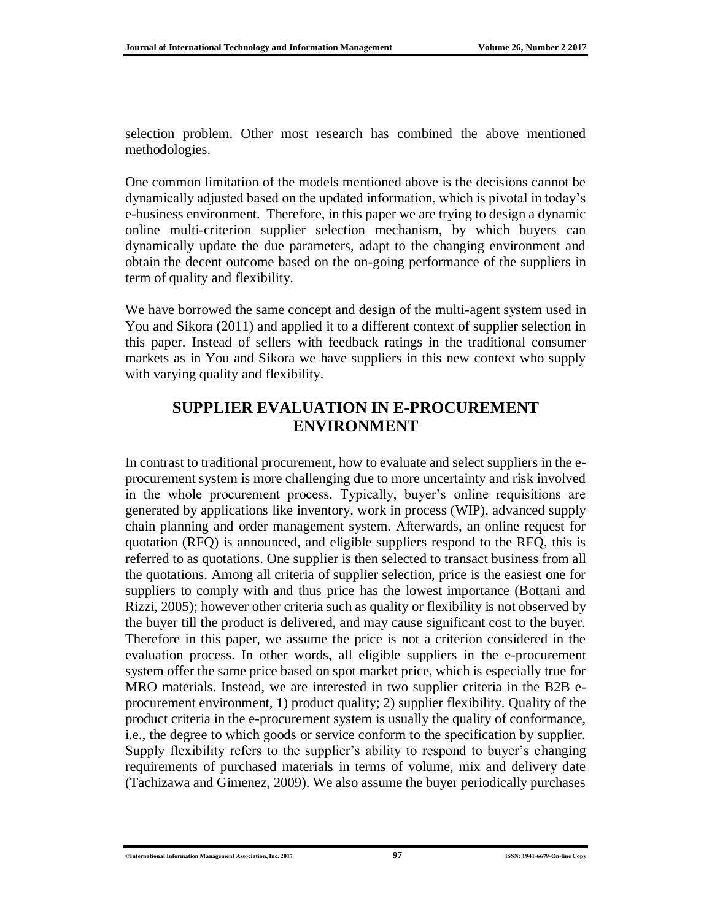selection problem. Other most research has combined the above mentioned methodologies.

One common limitation of the models mentioned above is the decisions cannot be dynamically adjusted based on the updated information, which is pivotal in today's e-business environment. Therefore, in this paper we are trying to design a dynamic online multi-criterion supplier selection mechanism, by which buyers can dynamically update the due parameters, adapt to the changing environment and obtain the decent outcome based on the on-going performance of the suppliers in term of quality and flexibility.

We have borrowed the same concept and design of the multi-agent system used in You and Sikora (2011) and applied it to a different context of supplier selection in this paper. Instead of sellers with feedback ratings in the traditional consumer markets as in You and Sikora we have suppliers in this new context who supply with varying quality and flexibility.

## SUPPLIER EVALUATION IN E-PROCUREMENT ENVIRONMENT

In contrast to traditional procurement, how to evaluate and select suppliers in the e-procurement system is more challenging due to more uncertainty and risk involved in the whole procurement process. Typically, buyer's online requisitions are generated by applications like inventory, work in process (WIP), advanced supply chain planning and order management system. Afterwards, an online request for quotation (RFQ) is announced, and eligible suppliers respond to the RFQ, this is referred to as quotations. One supplier is then selected to transact business from all the quotations. Among all criteria of supplier selection, price is the easiest one for suppliers to comply with and thus price has the lowest importance (Bottani and Rizzi, 2005); however other criteria such as quality or flexibility is not observed by the buyer till the product is delivered, and may cause significant cost to the buyer. Therefore in this paper, we assume the price is not a criterion considered in the evaluation process. In other words, all eligible suppliers in the e-procurement system offer the same price based on spot market price, which is especially true for MRO materials. Instead, we are interested in two supplier criteria in the B2B e-procurement environment, 1) product quality; 2) supplier flexibility. Quality of the product criteria in the e-procurement system is usually the quality of conformance, i.e., the degree to which goods or service conform to the specification by supplier. Supply flexibility refers to the supplier's ability to respond to buyer's changing requirements of purchased materials in terms of volume, mix and delivery date (Tachizawa and Gimenez, 2009). We also assume the buyer periodically purchases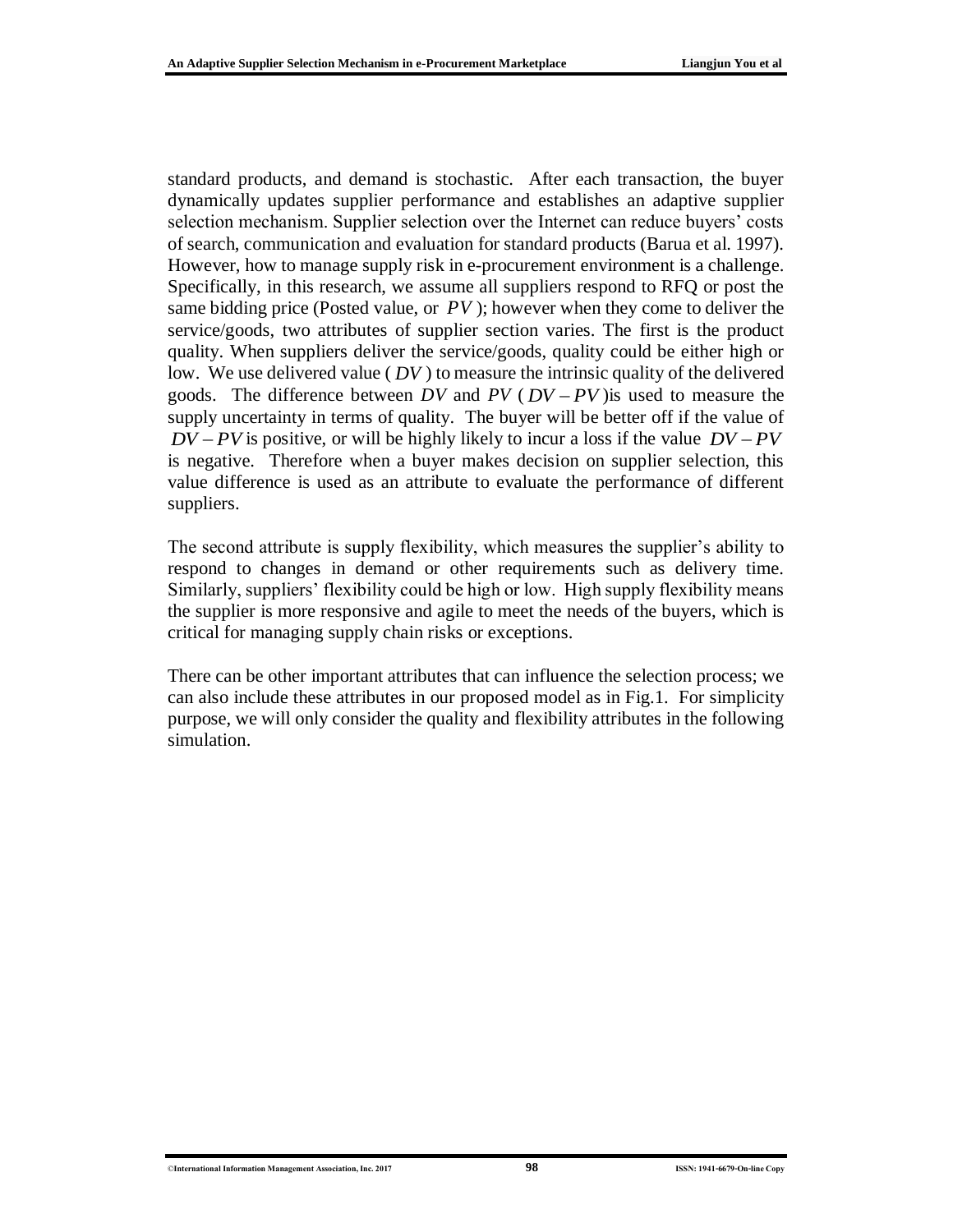standard products, and demand is stochastic. After each transaction, the buyer dynamically updates supplier performance and establishes an adaptive supplier selection mechanism. Supplier selection over the Internet can reduce buyers' costs of search, communication and evaluation for standard products (Barua et al. 1997). However, how to manage supply risk in e-procurement environment is a challenge. Specifically, in this research, we assume all suppliers respond to RFQ or post the same bidding price (Posted value, or $PV$); however when they come to deliver the service/goods, two attributes of supplier section varies. The first is the product quality. When suppliers deliver the service/goods, quality could be either high or low. We use delivered value ($DV$) to measure the intrinsic quality of the delivered goods. The difference between $DV$ and $PV$ ($DV - PV$)is used to measure the supply uncertainty in terms of quality. The buyer will be better off if the value of $DV - PV$ is positive, or will be highly likely to incur a loss if the value $DV - PV$ is negative. Therefore when a buyer makes decision on supplier selection, this value difference is used as an attribute to evaluate the performance of different suppliers.

The second attribute is supply flexibility, which measures the supplier's ability to respond to changes in demand or other requirements such as delivery time. Similarly, suppliers' flexibility could be high or low. High supply flexibility means the supplier is more responsive and agile to meet the needs of the buyers, which is critical for managing supply chain risks or exceptions.

There can be other important attributes that can influence the selection process; we can also include these attributes in our proposed model as in Fig.1. For simplicity purpose, we will only consider the quality and flexibility attributes in the following simulation.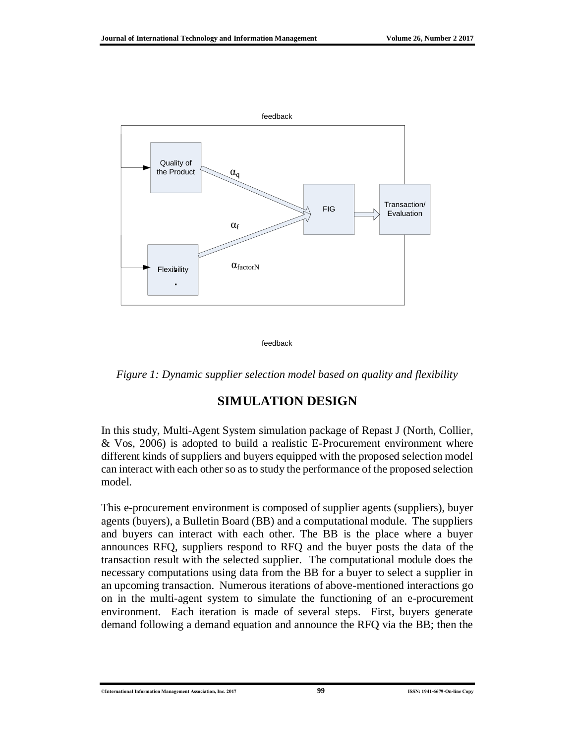*Figure 1: Dynamic supplier selection model based on quality and flexibility*

## SIMULATION DESIGN

In this study, Multi-Agent System simulation package of Repast J (North, Collier, & Vos, 2006) is adopted to build a realistic E-Procurement environment where different kinds of suppliers and buyers equipped with the proposed selection model can interact with each other so as to study the performance of the proposed selection model.

This e-procurement environment is composed of supplier agents (suppliers), buyer agents (buyers), a Bulletin Board (BB) and a computational module. The suppliers and buyers can interact with each other. The BB is the place where a buyer announces RFQ, suppliers respond to RFQ and the buyer posts the data of the transaction result with the selected supplier. The computational module does the necessary computations using data from the BB for a buyer to select a supplier in an upcoming transaction. Numerous iterations of above-mentioned interactions go on in the multi-agent system to simulate the functioning of an e-procurement environment. Each iteration is made of several steps. First, buyers generate demand following a demand equation and announce the RFQ via the BB; then the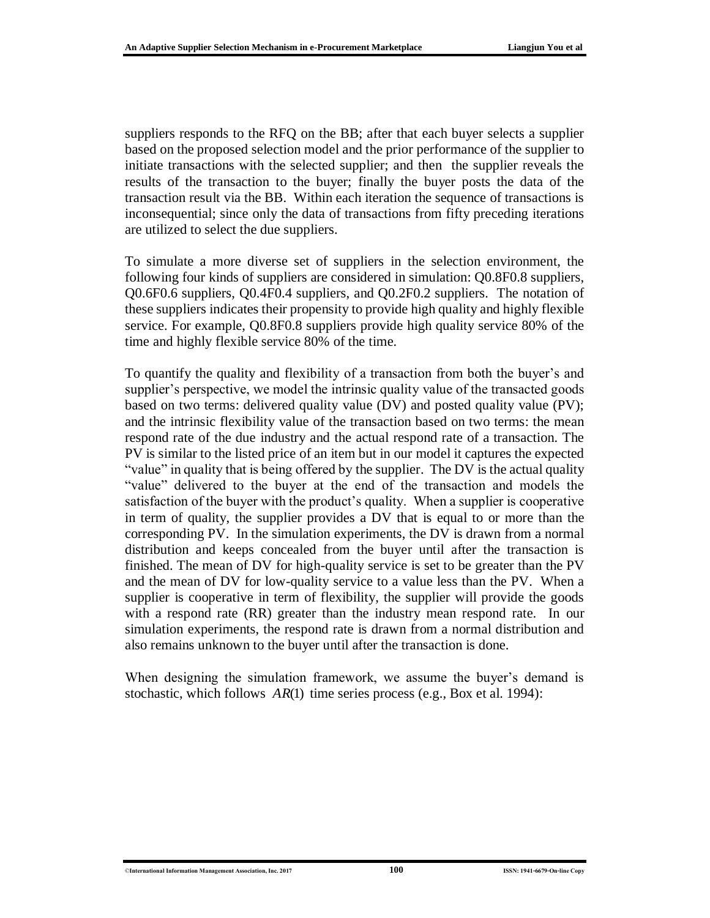suppliers responds to the RFQ on the BB; after that each buyer selects a supplier based on the proposed selection model and the prior performance of the supplier to initiate transactions with the selected supplier; and then the supplier reveals the results of the transaction to the buyer; finally the buyer posts the data of the transaction result via the BB. Within each iteration the sequence of transactions is inconsequential; since only the data of transactions from fifty preceding iterations are utilized to select the due suppliers.

To simulate a more diverse set of suppliers in the selection environment, the following four kinds of suppliers are considered in simulation: Q0.8F0.8 suppliers, Q0.6F0.6 suppliers, Q0.4F0.4 suppliers, and Q0.2F0.2 suppliers. The notation of these suppliers indicates their propensity to provide high quality and highly flexible service. For example, Q0.8F0.8 suppliers provide high quality service 80% of the time and highly flexible service 80% of the time.

To quantify the quality and flexibility of a transaction from both the buyer's and supplier's perspective, we model the intrinsic quality value of the transacted goods based on two terms: delivered quality value (DV) and posted quality value (PV); and the intrinsic flexibility value of the transaction based on two terms: the mean respond rate of the due industry and the actual respond rate of a transaction. The PV is similar to the listed price of an item but in our model it captures the expected "value" in quality that is being offered by the supplier. The DV is the actual quality "value" delivered to the buyer at the end of the transaction and models the satisfaction of the buyer with the product's quality. When a supplier is cooperative in term of quality, the supplier provides a DV that is equal to or more than the corresponding PV. In the simulation experiments, the DV is drawn from a normal distribution and keeps concealed from the buyer until after the transaction is finished. The mean of DV for high-quality service is set to be greater than the PV and the mean of DV for low-quality service to a value less than the PV. When a supplier is cooperative in term of flexibility, the supplier will provide the goods with a respond rate (RR) greater than the industry mean respond rate. In our simulation experiments, the respond rate is drawn from a normal distribution and also remains unknown to the buyer until after the transaction is done.

When designing the simulation framework, we assume the buyer's demand is stochastic, which follows $AR(1)$ time series process (e.g., Box et al. 1994):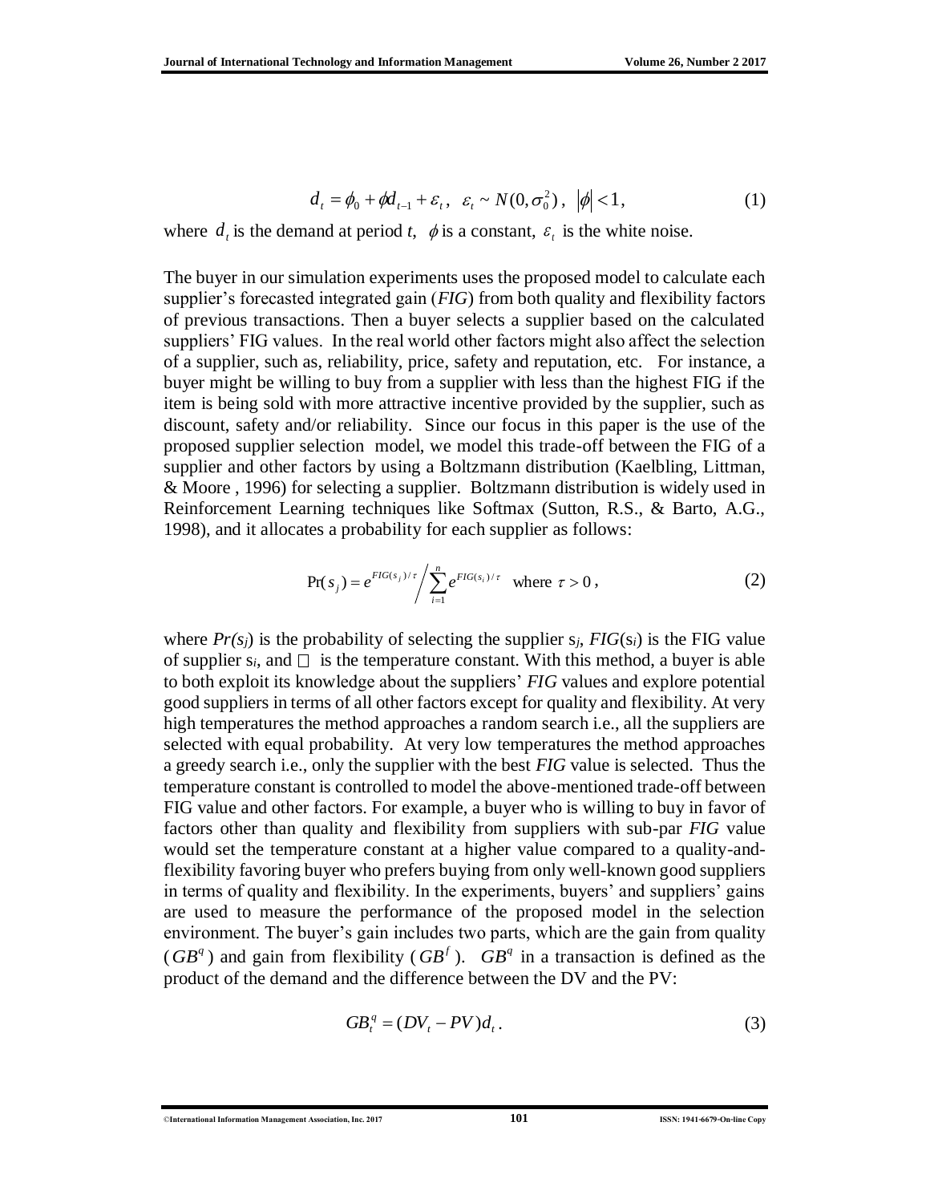$$d_t = \phi_0 + \phi d_{t-1} + \varepsilon_t,\ \ \varepsilon_t \sim N(0, \sigma_0^2),\ \ |\phi| < 1, \tag{1}$$

where $d_t$ is the demand at period *t*, $\phi$ is a constant, $\varepsilon_t$ is the white noise.

The buyer in our simulation experiments uses the proposed model to calculate each supplier's forecasted integrated gain (*FIG*) from both quality and flexibility factors of previous transactions. Then a buyer selects a supplier based on the calculated suppliers' FIG values. In the real world other factors might also affect the selection of a supplier, such as, reliability, price, safety and reputation, etc. For instance, a buyer might be willing to buy from a supplier with less than the highest FIG if the item is being sold with more attractive incentive provided by the supplier, such as discount, safety and/or reliability. Since our focus in this paper is the use of the proposed supplier selection model, we model this trade-off between the FIG of a supplier and other factors by using a Boltzmann distribution (Kaelbling, Littman, & Moore , 1996) for selecting a supplier. Boltzmann distribution is widely used in Reinforcement Learning techniques like Softmax (Sutton, R.S., & Barto, A.G., 1998), and it allocates a probability for each supplier as follows:

$$\Pr(s_j) = e^{FIG(s_j)/\tau} \Big/ \sum_{i=1}^{n} e^{FIG(s_i)/\tau} \quad \text{where } \tau > 0, \tag{2}$$

where $Pr(s_j)$ is the probability of selecting the supplier $s_j$, $FIG(s_i)$ is the FIG value of supplier $s_i$, and $\tau$ is the temperature constant. With this method, a buyer is able to both exploit its knowledge about the suppliers' *FIG* values and explore potential good suppliers in terms of all other factors except for quality and flexibility. At very high temperatures the method approaches a random search i.e., all the suppliers are selected with equal probability. At very low temperatures the method approaches a greedy search i.e., only the supplier with the best *FIG* value is selected. Thus the temperature constant is controlled to model the above-mentioned trade-off between FIG value and other factors. For example, a buyer who is willing to buy in favor of factors other than quality and flexibility from suppliers with sub-par *FIG* value would set the temperature constant at a higher value compared to a quality-and-flexibility favoring buyer who prefers buying from only well-known good suppliers in terms of quality and flexibility. In the experiments, buyers' and suppliers' gains are used to measure the performance of the proposed model in the selection environment. The buyer's gain includes two parts, which are the gain from quality ($GB^q$) and gain from flexibility ($GB^f$). $GB^q$ in a transaction is defined as the product of the demand and the difference between the DV and the PV:

$$GB_t^q = (DV_t - PV)d_t. \tag{3}$$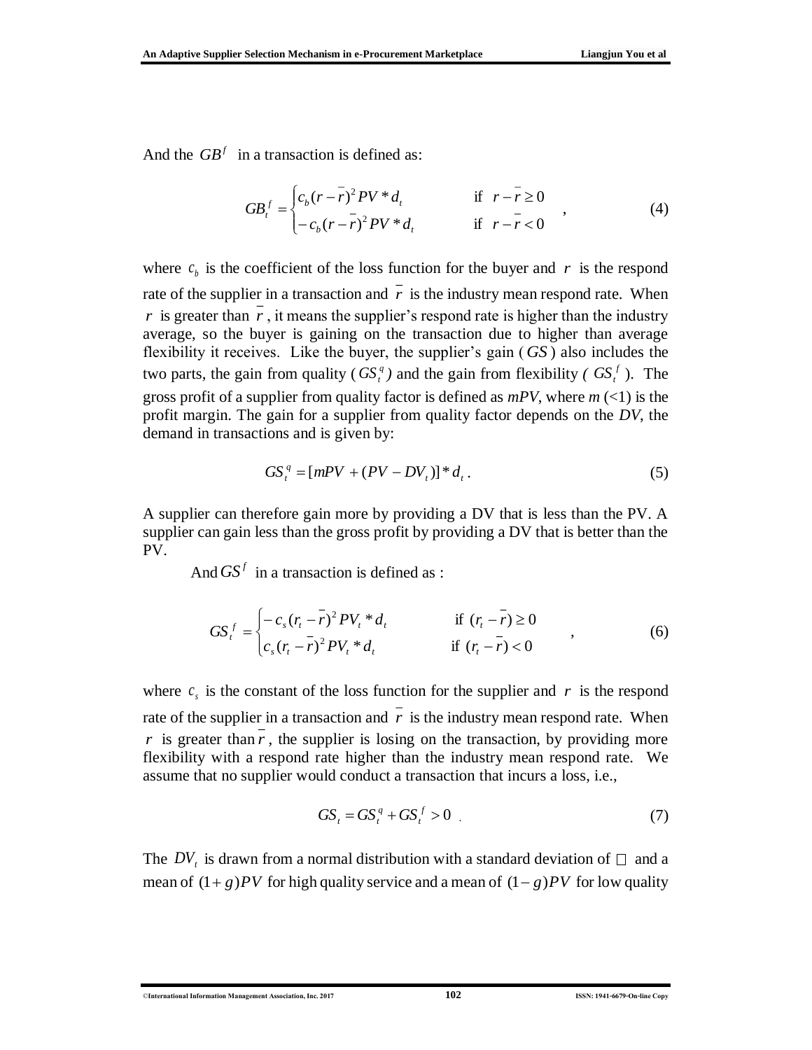And the $GB^f$ in a transaction is defined as:

$$GB_t^f = \begin{cases} c_b(r-\bar{r})^2 PV * d_t & \text{if } \; r-\bar{r} \geq 0 \\ -c_b(r-\bar{r})^2 PV * d_t & \text{if } \; r-\bar{r} < 0 \end{cases} \quad , \tag{4}$$

where $c_b$ is the coefficient of the loss function for the buyer and $r$ is the respond rate of the supplier in a transaction and $\bar{r}$ is the industry mean respond rate. When $r$ is greater than $\bar{r}$, it means the supplier's respond rate is higher than the industry average, so the buyer is gaining on the transaction due to higher than average flexibility it receives. Like the buyer, the supplier's gain ($GS$) also includes the two parts, the gain from quality ($GS_t^q$) and the gain from flexibility ($GS_t^f$). The gross profit of a supplier from quality factor is defined as *mPV*, where *m* (<1) is the profit margin. The gain for a supplier from quality factor depends on the *DV*, the demand in transactions and is given by:

$$GS_t^q = [mPV + (PV - DV_t)] * d_t \,. \tag{5}$$

A supplier can therefore gain more by providing a DV that is less than the PV. A supplier can gain less than the gross profit by providing a DV that is better than the PV.

And $GS^f$ in a transaction is defined as :

$$GS_t^f = \begin{cases} -c_s(r_t-\bar{r})^2 PV_t * d_t & \text{if } \; (r_t-\bar{r}) \geq 0 \\ c_s(r_t-\bar{r})^2 PV_t * d_t & \text{if } \; (r_t-\bar{r}) < 0 \end{cases} \quad , \tag{6}$$

where $c_s$ is the constant of the loss function for the supplier and $r$ is the respond rate of the supplier in a transaction and $\bar{r}$ is the industry mean respond rate. When $r$ is greater than $\bar{r}$, the supplier is losing on the transaction, by providing more flexibility with a respond rate higher than the industry mean respond rate. We assume that no supplier would conduct a transaction that incurs a loss, i.e.,

$$GS_t = GS_t^q + GS_t^f > 0 \,. \tag{7}$$

The $DV_t$ is drawn from a normal distribution with a standard deviation of □ and a mean of $(1+g)PV$ for high quality service and a mean of $(1-g)PV$ for low quality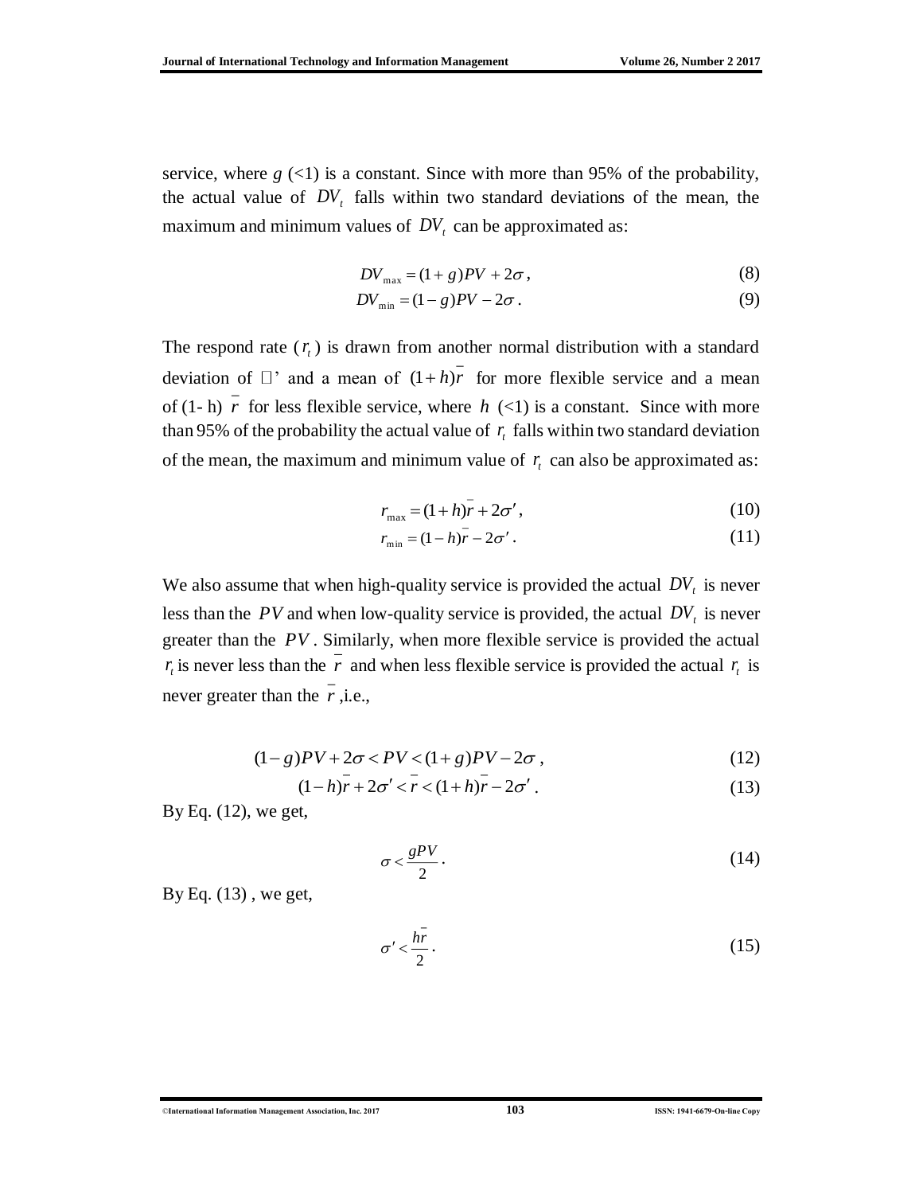service, where $g$ (<1) is a constant. Since with more than 95% of the probability, the actual value of $DV_t$ falls within two standard deviations of the mean, the maximum and minimum values of $DV_t$ can be approximated as:

$$DV_{\max} = (1+g)PV + 2\sigma \,, \tag{8}$$

$$DV_{\min} = (1-g)PV - 2\sigma \,. \tag{9}$$

The respond rate ($r_t$) is drawn from another normal distribution with a standard deviation of □' and a mean of $(1+h)\bar{r}$ for more flexible service and a mean of (1- h) $\bar{r}$ for less flexible service, where $h$ (<1) is a constant. Since with more than 95% of the probability the actual value of $r_t$ falls within two standard deviation of the mean, the maximum and minimum value of $r_t$ can also be approximated as:

$$r_{\max} = (1+h)\bar{r} + 2\sigma' \,, \tag{10}$$

$$r_{\min} = (1-h)\bar{r} - 2\sigma' \,. \tag{11}$$

We also assume that when high-quality service is provided the actual $DV_t$ is never less than the $PV$ and when low-quality service is provided, the actual $DV_t$ is never greater than the $PV$. Similarly, when more flexible service is provided the actual $r_t$ is never less than the $\bar{r}$ and when less flexible service is provided the actual $r_t$ is never greater than the $\bar{r}$ ,i.e.,

$$(1-g)PV + 2\sigma < PV < (1+g)PV - 2\sigma \,, \tag{12}$$

$$(1-h)\bar{r} + 2\sigma' < \bar{r} < (1+h)\bar{r} - 2\sigma' \,. \tag{13}$$

By Eq. (12), we get,

$$\sigma < \frac{gPV}{2} \,. \tag{14}$$

By Eq. (13) , we get,

$$\sigma' < \frac{h\bar{r}}{2} \,. \tag{15}$$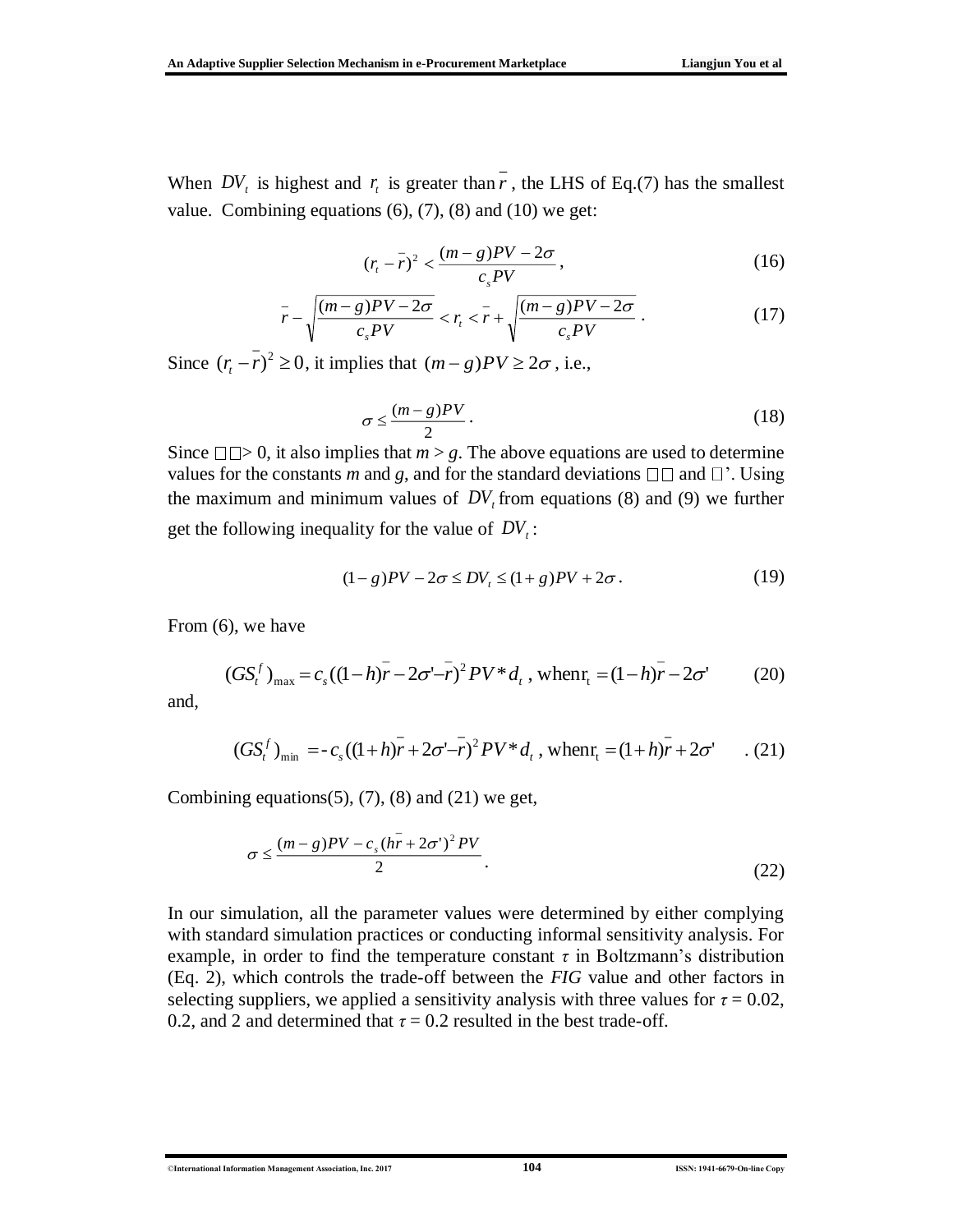When $DV_t$ is highest and $r_t$ is greater than $\bar{r}$, the LHS of Eq.(7) has the smallest value. Combining equations (6), (7), (8) and (10) we get:

$$(r_t - \bar{r})^2 < \frac{(m-g)PV - 2\sigma}{c_s PV}, \tag{16}$$

$$\bar{r} - \sqrt{\frac{(m-g)PV - 2\sigma}{c_s PV}} < r_t < \bar{r} + \sqrt{\frac{(m-g)PV - 2\sigma}{c_s PV}}. \tag{17}$$

Since $(r_t - \bar{r})^2 \geq 0$, it implies that $(m-g)PV \geq 2\sigma$, i.e.,

$$\sigma \leq \frac{(m-g)PV}{2}. \tag{18}$$

Since $\sigma$ > 0, it also implies that $m > g$. The above equations are used to determine values for the constants $m$ and $g$, and for the standard deviations $\sigma$ and $\sigma$'. Using the maximum and minimum values of $DV_t$ from equations (8) and (9) we further get the following inequality for the value of $DV_t$:

$$(1-g)PV - 2\sigma \leq DV_t \leq (1+g)PV + 2\sigma. \tag{19}$$

From (6), we have

$$(GS_t^f)_{\max} = c_s((1-h)\bar{r} - 2\sigma' - \bar{r})^2 PV * d_t \text{, when } r_t = (1-h)\bar{r} - 2\sigma' \tag{20}$$

and,

$$(GS_t^f)_{\min} = -c_s((1+h)\bar{r} + 2\sigma' - \bar{r})^2 PV * d_t \text{, when } r_t = (1+h)\bar{r} + 2\sigma'. \tag{21}$$

Combining equations(5), (7), (8) and (21) we get,

$$\sigma \leq \frac{(m-g)PV - c_s(h\bar{r} + 2\sigma')^2 PV}{2}. \tag{22}$$

In our simulation, all the parameter values were determined by either complying with standard simulation practices or conducting informal sensitivity analysis. For example, in order to find the temperature constant $\tau$ in Boltzmann's distribution (Eq. 2), which controls the trade-off between the *FIG* value and other factors in selecting suppliers, we applied a sensitivity analysis with three values for $\tau = 0.02$, 0.2, and 2 and determined that $\tau = 0.2$ resulted in the best trade-off.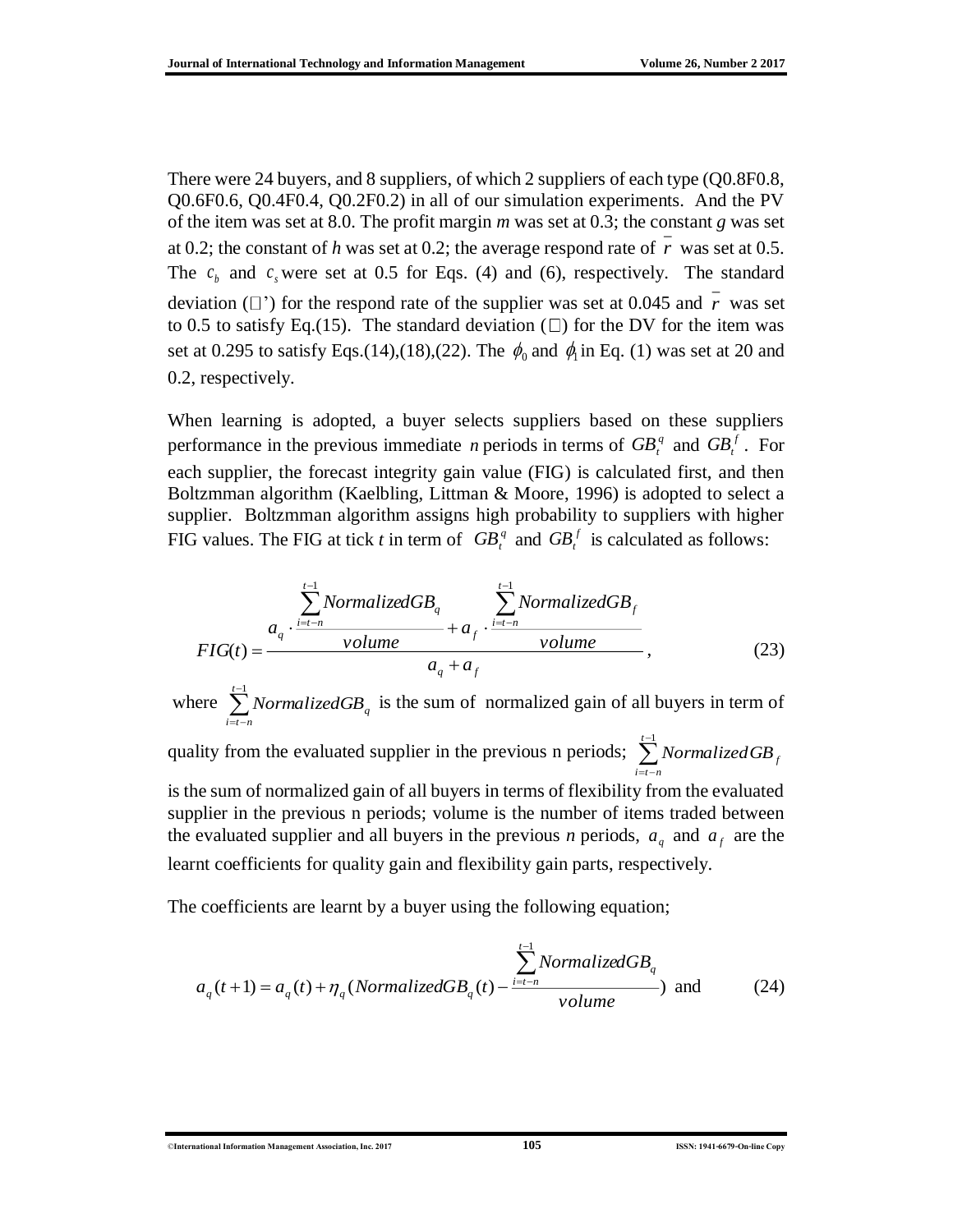There were 24 buyers, and 8 suppliers, of which 2 suppliers of each type (Q0.8F0.8, Q0.6F0.6, Q0.4F0.4, Q0.2F0.2) in all of our simulation experiments. And the PV of the item was set at 8.0. The profit margin *m* was set at 0.3; the constant *g* was set at 0.2; the constant of *h* was set at 0.2; the average respond rate of $\bar{r}$ was set at 0.5. The $c_b$ and $c_s$ were set at 0.5 for Eqs. (4) and (6), respectively. The standard deviation (□') for the respond rate of the supplier was set at 0.045 and $\bar{r}$ was set to 0.5 to satisfy Eq.(15). The standard deviation (□) for the DV for the item was set at 0.295 to satisfy Eqs.(14),(18),(22). The $\phi_0$ and $\phi_1$ in Eq. (1) was set at 20 and 0.2, respectively.

When learning is adopted, a buyer selects suppliers based on these suppliers performance in the previous immediate *n* periods in terms of $GB_t^q$ and $GB_t^f$. For each supplier, the forecast integrity gain value (FIG) is calculated first, and then Boltzmman algorithm (Kaelbling, Littman & Moore, 1996) is adopted to select a supplier. Boltzmman algorithm assigns high probability to suppliers with higher FIG values. The FIG at tick *t* in term of $GB_t^q$ and $GB_t^f$ is calculated as follows:

$$FIG(t) = \frac{a_q \cdot \frac{\sum_{i=t-n}^{t-1} NormalizedGB_q}{volume} + a_f \cdot \frac{\sum_{i=t-n}^{t-1} NormalizedGB_f}{volume}}{a_q + a_f}, \tag{23}$$

where $\sum_{i=t-n}^{t-1} NormalizedGB_q$ is the sum of normalized gain of all buyers in term of quality from the evaluated supplier in the previous n periods; $\sum_{i=t-n}^{t-1} NormalizedGB_f$ is the sum of normalized gain of all buyers in terms of flexibility from the evaluated supplier in the previous n periods; volume is the number of items traded between the evaluated supplier and all buyers in the previous *n* periods, $a_q$ and $a_f$ are the learnt coefficients for quality gain and flexibility gain parts, respectively.

The coefficients are learnt by a buyer using the following equation;

$$a_q(t+1) = a_q(t) + \eta_q(NormalizedGB_q(t) - \frac{\sum_{i=t-n}^{t-1} NormalizedGB_q}{volume}) \text{ and} \tag{24}$$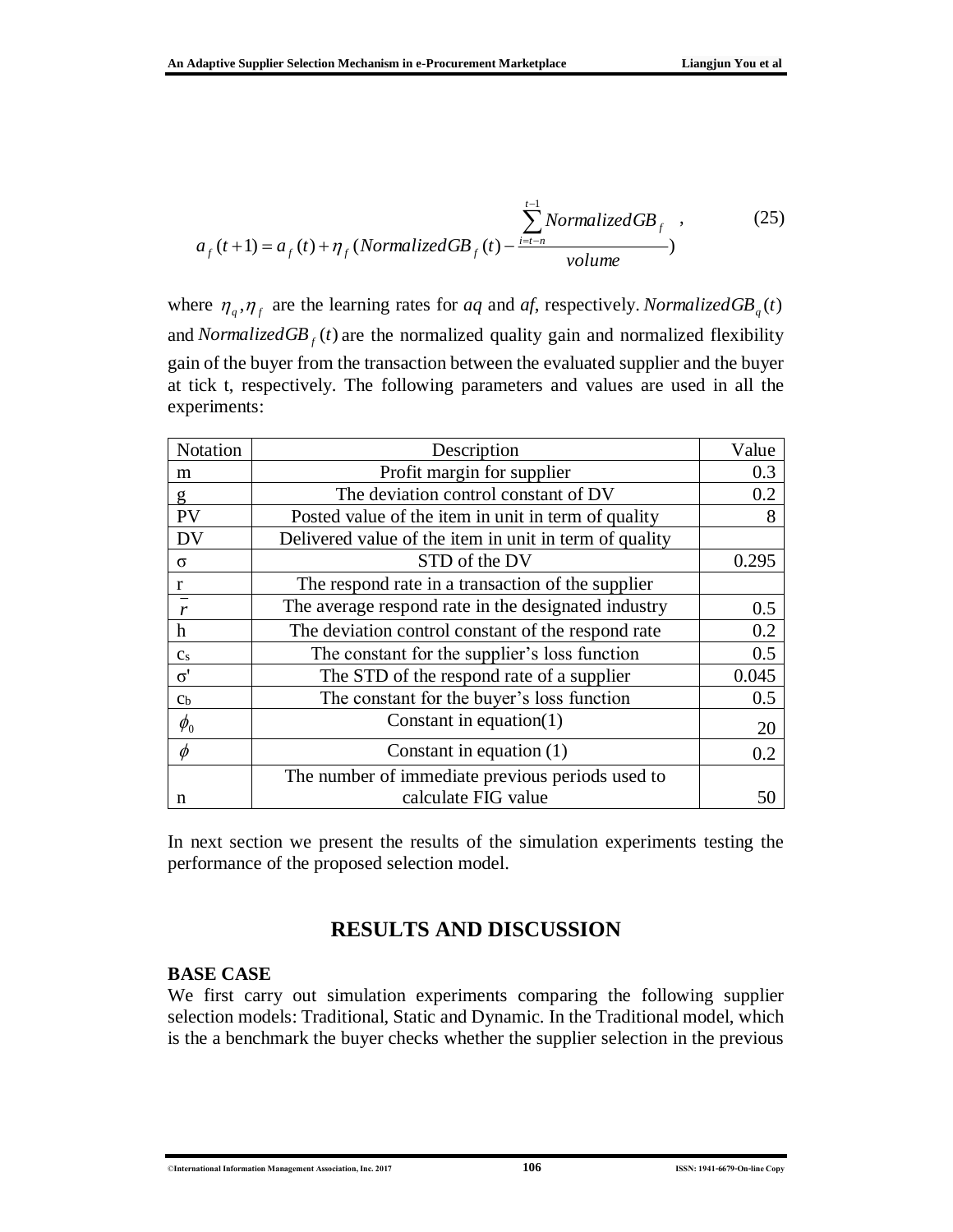$$a_f(t+1) = a_f(t) + \eta_f (NormalizedGB_f(t) - \frac{\sum_{i=t-n}^{t-1} NormalizedGB_f}{volume}) , \quad (25)$$

where $\eta_q, \eta_f$ are the learning rates for *aq* and *af*, respectively. $NormalizedGB_q(t)$ and $NormalizedGB_f(t)$ are the normalized quality gain and normalized flexibility gain of the buyer from the transaction between the evaluated supplier and the buyer at tick t, respectively. The following parameters and values are used in all the experiments:

| Notation | Description | Value |
|---|---|---|
| m | Profit margin for supplier | 0.3 |
| g | The deviation control constant of DV | 0.2 |
| PV | Posted value of the item in unit in term of quality | 8 |
| DV | Delivered value of the item in unit in term of quality | |
| σ | STD of the DV | 0.295 |
| r | The respond rate in a transaction of the supplier | |
| $\bar{r}$ | The average respond rate in the designated industry | 0.5 |
| h | The deviation control constant of the respond rate | 0.2 |
| $c_s$ | The constant for the supplier's loss function | 0.5 |
| σ' | The STD of the respond rate of a supplier | 0.045 |
| $c_b$ | The constant for the buyer's loss function | 0.5 |
| $\phi_0$ | Constant in equation(1) | 20 |
| $\phi$ | Constant in equation (1) | 0.2 |
| n | The number of immediate previous periods used to calculate FIG value | 50 |

In next section we present the results of the simulation experiments testing the performance of the proposed selection model.

## RESULTS AND DISCUSSION

### BASE CASE

We first carry out simulation experiments comparing the following supplier selection models: Traditional, Static and Dynamic. In the Traditional model, which is the a benchmark the buyer checks whether the supplier selection in the previous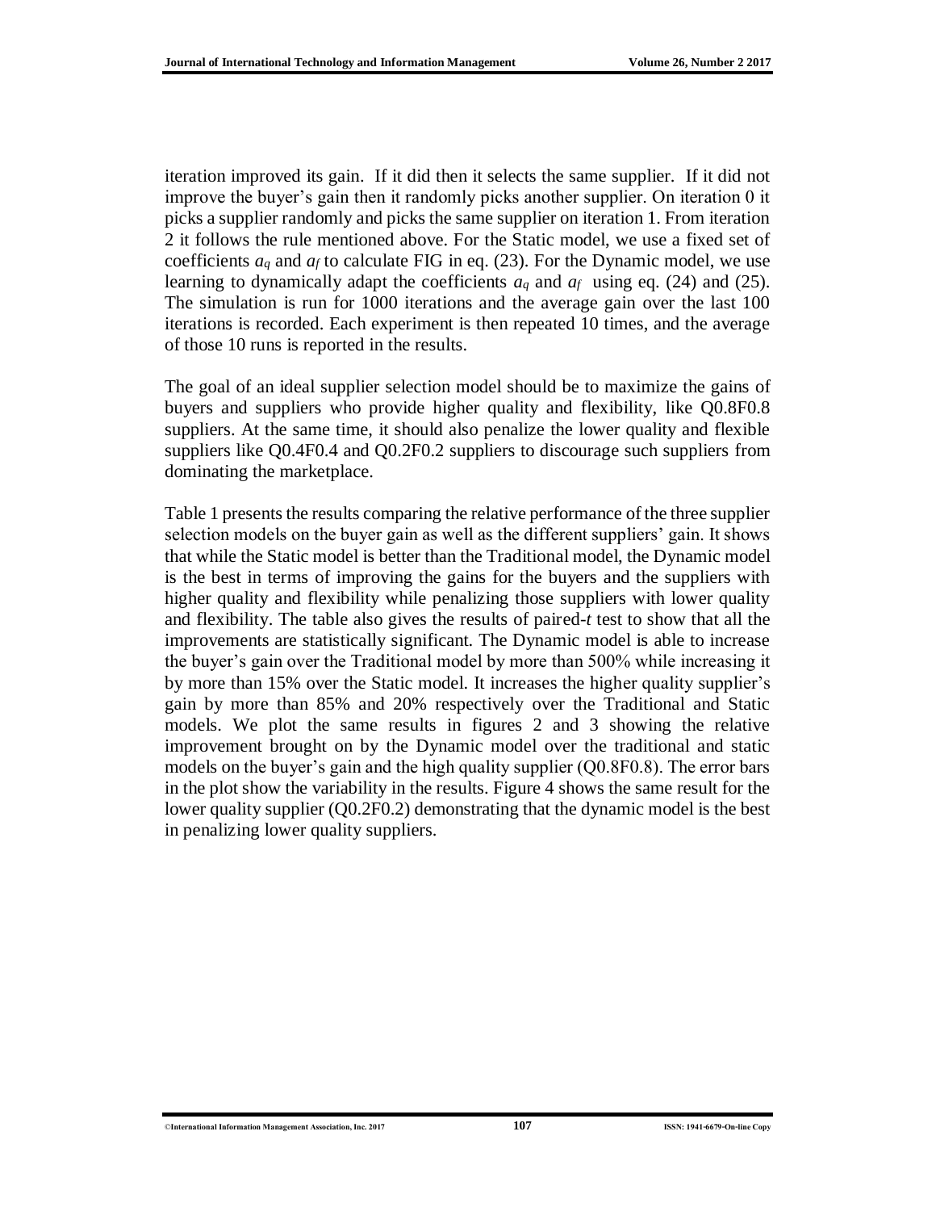iteration improved its gain. If it did then it selects the same supplier. If it did not improve the buyer's gain then it randomly picks another supplier. On iteration 0 it picks a supplier randomly and picks the same supplier on iteration 1. From iteration 2 it follows the rule mentioned above. For the Static model, we use a fixed set of coefficients $a_q$ and $a_f$ to calculate FIG in eq. (23). For the Dynamic model, we use learning to dynamically adapt the coefficients $a_q$ and $a_f$ using eq. (24) and (25). The simulation is run for 1000 iterations and the average gain over the last 100 iterations is recorded. Each experiment is then repeated 10 times, and the average of those 10 runs is reported in the results.

The goal of an ideal supplier selection model should be to maximize the gains of buyers and suppliers who provide higher quality and flexibility, like Q0.8F0.8 suppliers. At the same time, it should also penalize the lower quality and flexible suppliers like Q0.4F0.4 and Q0.2F0.2 suppliers to discourage such suppliers from dominating the marketplace.

Table 1 presents the results comparing the relative performance of the three supplier selection models on the buyer gain as well as the different suppliers' gain. It shows that while the Static model is better than the Traditional model, the Dynamic model is the best in terms of improving the gains for the buyers and the suppliers with higher quality and flexibility while penalizing those suppliers with lower quality and flexibility. The table also gives the results of paired-*t* test to show that all the improvements are statistically significant. The Dynamic model is able to increase the buyer's gain over the Traditional model by more than 500% while increasing it by more than 15% over the Static model. It increases the higher quality supplier's gain by more than 85% and 20% respectively over the Traditional and Static models. We plot the same results in figures 2 and 3 showing the relative improvement brought on by the Dynamic model over the traditional and static models on the buyer's gain and the high quality supplier (Q0.8F0.8). The error bars in the plot show the variability in the results. Figure 4 shows the same result for the lower quality supplier (Q0.2F0.2) demonstrating that the dynamic model is the best in penalizing lower quality suppliers.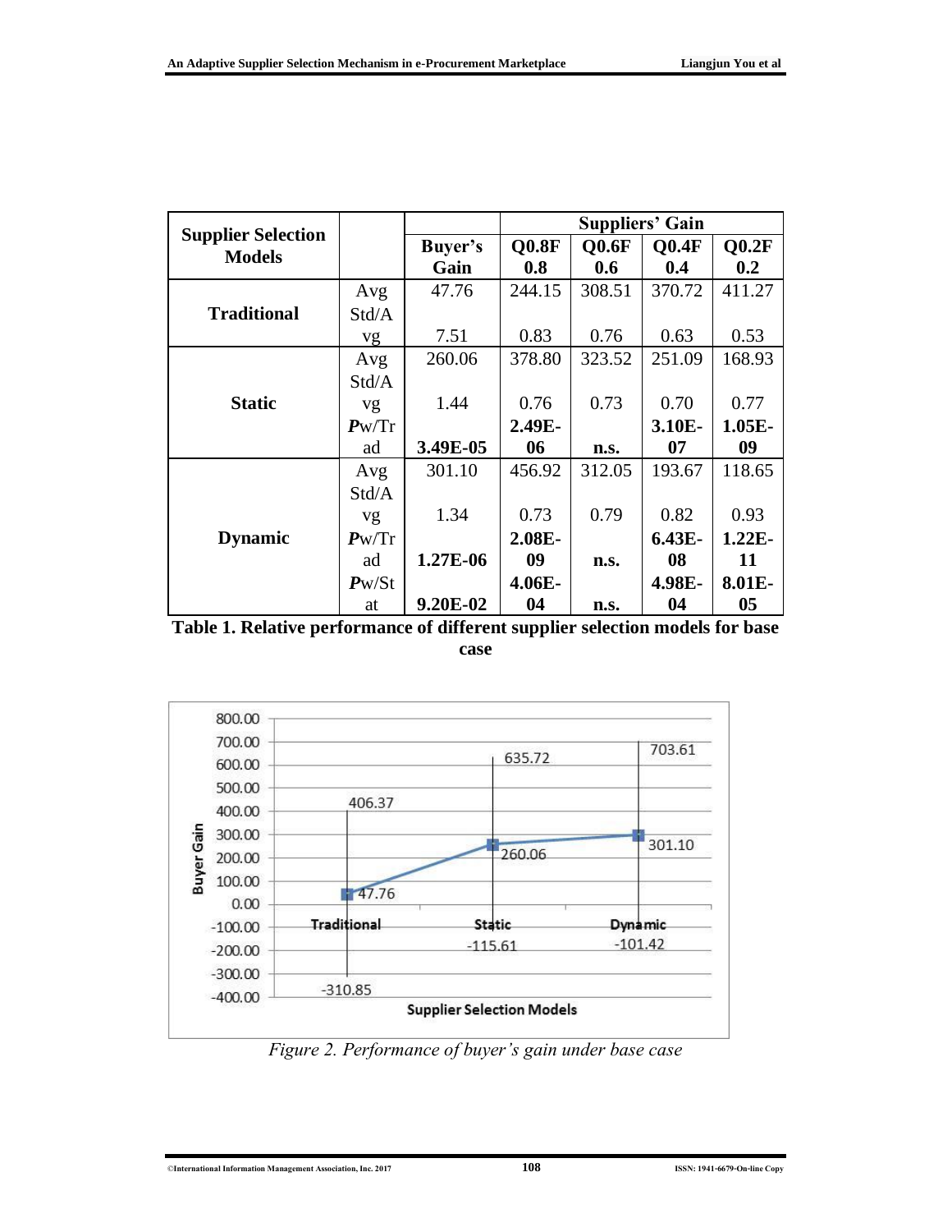| Supplier Selection Models | | Buyer's Gain | Suppliers' Gain | | | |
|---|---|---|---|---|---|---|
| | | | Q0.8F 0.8 | Q0.6F 0.6 | Q0.4F 0.4 | Q0.2F 0.2 |
| **Traditional** | Avg | 47.76 | 244.15 | 308.51 | 370.72 | 411.27 |
| | Std/Avg | 7.51 | 0.83 | 0.76 | 0.63 | 0.53 |
| **Static** | Avg | 260.06 | 378.80 | 323.52 | 251.09 | 168.93 |
| | Std/Avg | 1.44 | 0.76 | 0.73 | 0.70 | 0.77 |
| | ***P*w/Trad** | **3.49E-05** | **2.49E-06** | **n.s.** | **3.10E-07** | **1.05E-09** |
| **Dynamic** | Avg | 301.10 | 456.92 | 312.05 | 193.67 | 118.65 |
| | Std/Avg | 1.34 | 0.73 | 0.79 | 0.82 | 0.93 |
| | ***P*w/Trad** | **1.27E-06** | **2.08E-09** | **n.s.** | **6.43E-08** | **1.22E-11** |
| | ***P*w/Stat** | **9.20E-02** | **4.06E-04** | **n.s.** | **4.98E-04** | **8.01E-05** |

**Table 1. Relative performance of different supplier selection models for base case**

*Figure 2. Performance of buyer's gain under base case*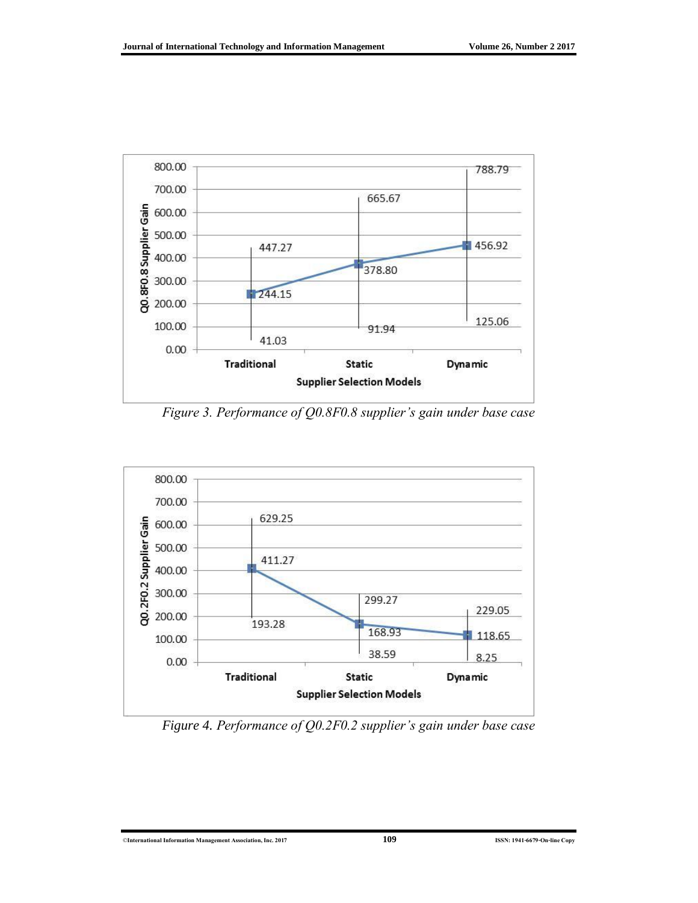Figure 3. Performance of Q0.8F0.8 supplier's gain under base case

Figure 4. Performance of Q0.2F0.2 supplier's gain under base case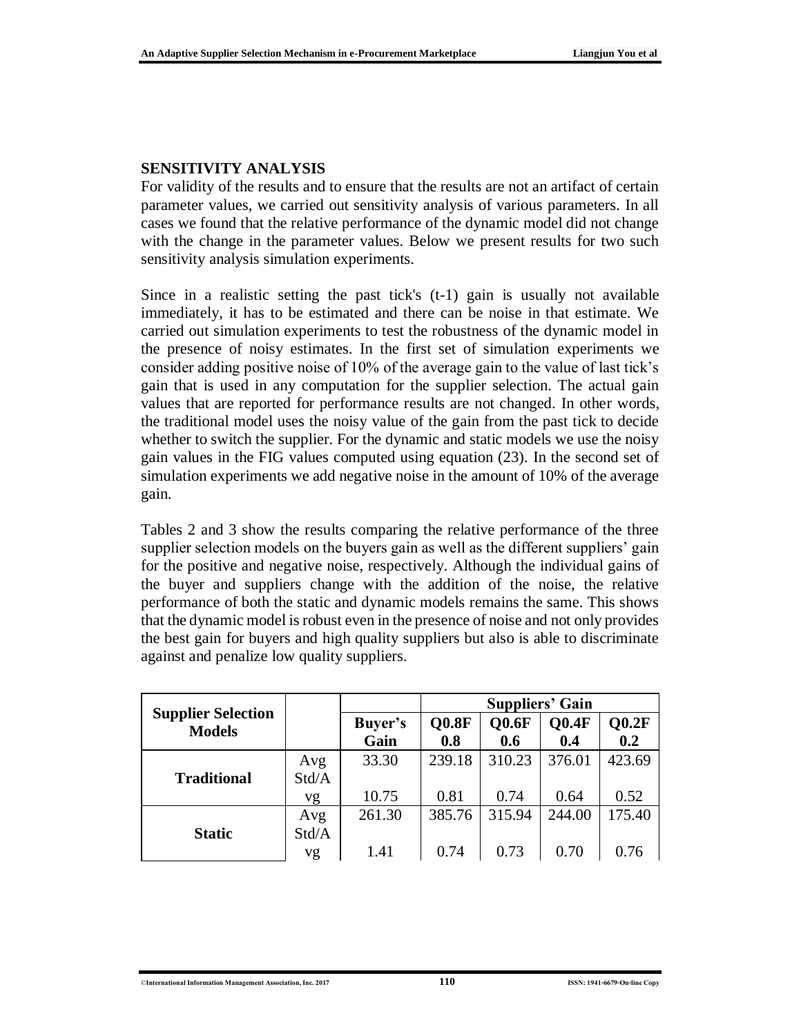## SENSITIVITY ANALYSIS

For validity of the results and to ensure that the results are not an artifact of certain parameter values, we carried out sensitivity analysis of various parameters. In all cases we found that the relative performance of the dynamic model did not change with the change in the parameter values. Below we present results for two such sensitivity analysis simulation experiments.

Since in a realistic setting the past tick's (t-1) gain is usually not available immediately, it has to be estimated and there can be noise in that estimate. We carried out simulation experiments to test the robustness of the dynamic model in the presence of noisy estimates. In the first set of simulation experiments we consider adding positive noise of 10% of the average gain to the value of last tick's gain that is used in any computation for the supplier selection. The actual gain values that are reported for performance results are not changed. In other words, the traditional model uses the noisy value of the gain from the past tick to decide whether to switch the supplier. For the dynamic and static models we use the noisy gain values in the FIG values computed using equation (23). In the second set of simulation experiments we add negative noise in the amount of 10% of the average gain.

Tables 2 and 3 show the results comparing the relative performance of the three supplier selection models on the buyers gain as well as the different suppliers' gain for the positive and negative noise, respectively. Although the individual gains of the buyer and suppliers change with the addition of the noise, the relative performance of both the static and dynamic models remains the same. This shows that the dynamic model is robust even in the presence of noise and not only provides the best gain for buyers and high quality suppliers but also is able to discriminate against and penalize low quality suppliers.

| Supplier Selection Models | | | Suppliers' Gain | | | |
|---|---|---|---|---|---|---|
| | | **Buyer's Gain** | **Q0.8F 0.8** | **Q0.6F 0.6** | **Q0.4F 0.4** | **Q0.2F 0.2** |
| **Traditional** | Avg | 33.30 | 239.18 | 310.23 | 376.01 | 423.69 |
| | Std/Avg | 10.75 | 0.81 | 0.74 | 0.64 | 0.52 |
| **Static** | Avg | 261.30 | 385.76 | 315.94 | 244.00 | 175.40 |
| | Std/Avg | 1.41 | 0.74 | 0.73 | 0.70 | 0.76 |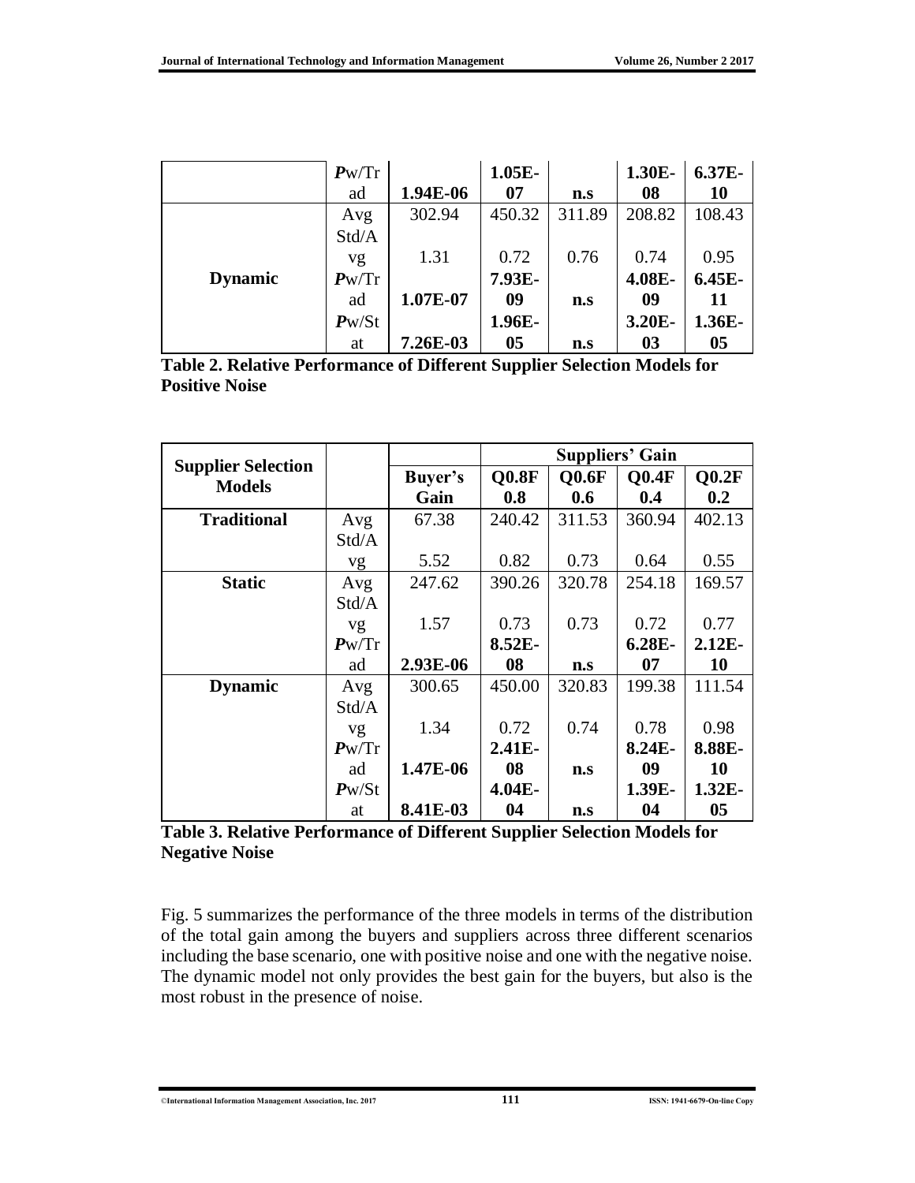|  |  |  |  |  |  |  |
|---|---|---|---|---|---|---|
|  | ***P*w/Trad** | **1.94E-06** | **1.05E-07** | **n.s** | **1.30E-08** | **6.37E-10** |
| **Dynamic** | Avg | 302.94 | 450.32 | 311.89 | 208.82 | 108.43 |
|  | Std/Avg | 1.31 | 0.72 | 0.76 | 0.74 | 0.95 |
|  | ***P*w/Trad** | **1.07E-07** | **7.93E-09** | **n.s** | **4.08E-09** | **6.45E-11** |
|  | ***P*w/Stat** | **7.26E-03** | **1.96E-05** | **n.s** | **3.20E-03** | **1.36E-05** |

**Table 2. Relative Performance of Different Supplier Selection Models for Positive Noise**

| **Supplier Selection Models** |  |  | **Suppliers' Gain** |  |  |  |
|---|---|---|---|---|---|---|
|  |  | **Buyer's Gain** | **Q0.8F 0.8** | **Q0.6F 0.6** | **Q0.4F 0.4** | **Q0.2F 0.2** |
| **Traditional** | Avg | 67.38 | 240.42 | 311.53 | 360.94 | 402.13 |
|  | Std/Avg | 5.52 | 0.82 | 0.73 | 0.64 | 0.55 |
| **Static** | Avg | 247.62 | 390.26 | 320.78 | 254.18 | 169.57 |
|  | Std/Avg | 1.57 | 0.73 | 0.73 | 0.72 | 0.77 |
|  | ***P*w/Trad** | **2.93E-06** | **8.52E-08** | **n.s** | **6.28E-07** | **2.12E-10** |
| **Dynamic** | Avg | 300.65 | 450.00 | 320.83 | 199.38 | 111.54 |
|  | Std/Avg | 1.34 | 0.72 | 0.74 | 0.78 | 0.98 |
|  | ***P*w/Trad** | **1.47E-06** | **2.41E-08** | **n.s** | **8.24E-09** | **8.88E-10** |
|  | ***P*w/Stat** | **8.41E-03** | **4.04E-04** | **n.s** | **1.39E-04** | **1.32E-05** |

**Table 3. Relative Performance of Different Supplier Selection Models for Negative Noise**

Fig. 5 summarizes the performance of the three models in terms of the distribution of the total gain among the buyers and suppliers across three different scenarios including the base scenario, one with positive noise and one with the negative noise. The dynamic model not only provides the best gain for the buyers, but also is the most robust in the presence of noise.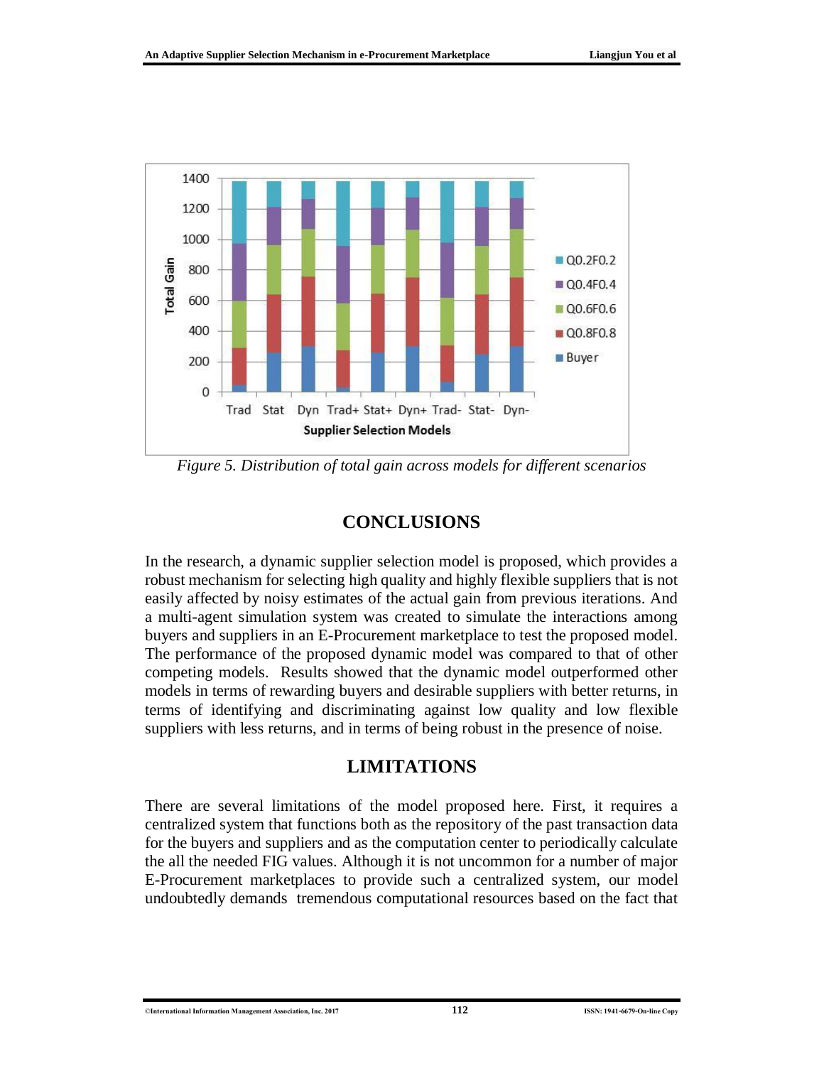*Figure 5. Distribution of total gain across models for different scenarios*

## CONCLUSIONS

In the research, a dynamic supplier selection model is proposed, which provides a robust mechanism for selecting high quality and highly flexible suppliers that is not easily affected by noisy estimates of the actual gain from previous iterations. And a multi-agent simulation system was created to simulate the interactions among buyers and suppliers in an E-Procurement marketplace to test the proposed model. The performance of the proposed dynamic model was compared to that of other competing models. Results showed that the dynamic model outperformed other models in terms of rewarding buyers and desirable suppliers with better returns, in terms of identifying and discriminating against low quality and low flexible suppliers with less returns, and in terms of being robust in the presence of noise.

## LIMITATIONS

There are several limitations of the model proposed here. First, it requires a centralized system that functions both as the repository of the past transaction data for the buyers and suppliers and as the computation center to periodically calculate the all the needed FIG values. Although it is not uncommon for a number of major E-Procurement marketplaces to provide such a centralized system, our model undoubtedly demands tremendous computational resources based on the fact that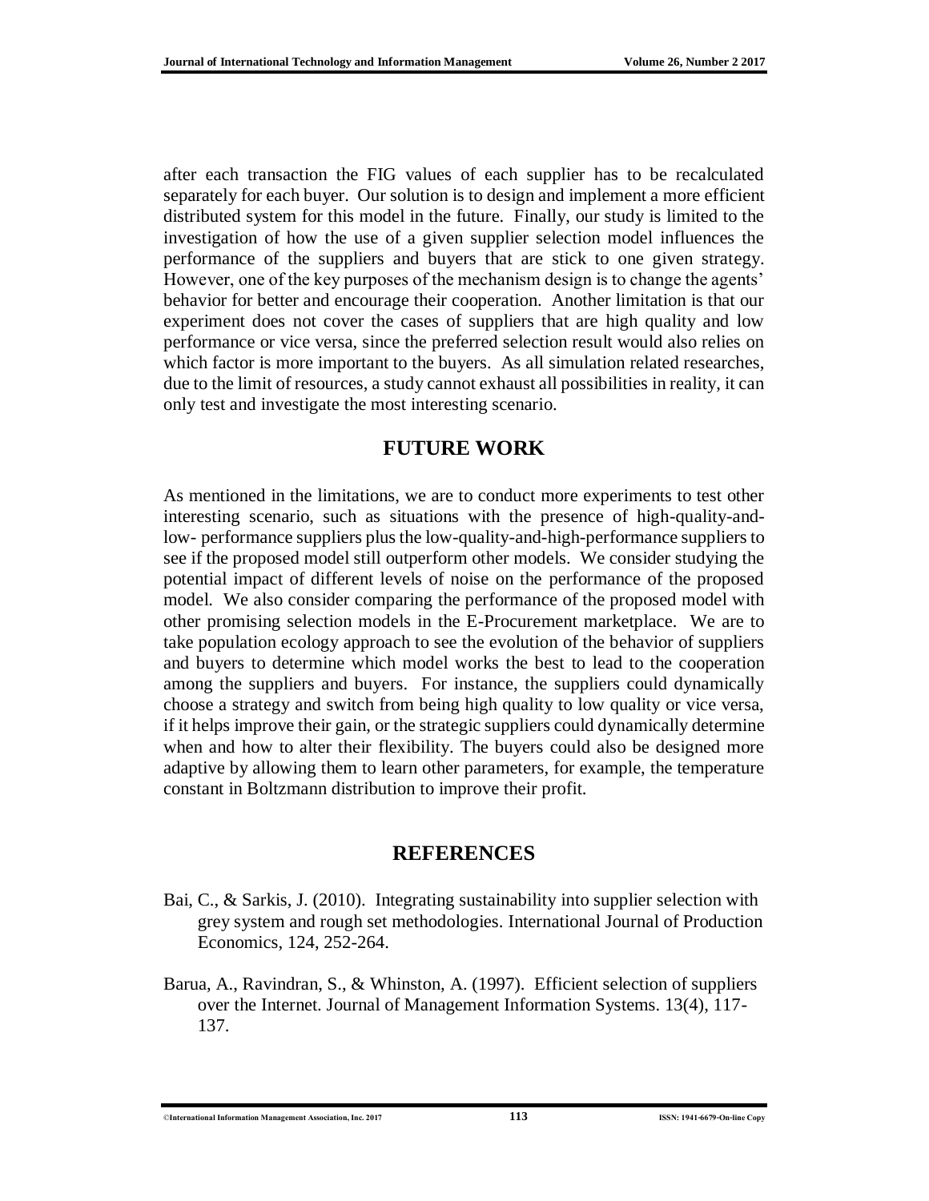after each transaction the FIG values of each supplier has to be recalculated separately for each buyer. Our solution is to design and implement a more efficient distributed system for this model in the future. Finally, our study is limited to the investigation of how the use of a given supplier selection model influences the performance of the suppliers and buyers that are stick to one given strategy. However, one of the key purposes of the mechanism design is to change the agents' behavior for better and encourage their cooperation. Another limitation is that our experiment does not cover the cases of suppliers that are high quality and low performance or vice versa, since the preferred selection result would also relies on which factor is more important to the buyers. As all simulation related researches, due to the limit of resources, a study cannot exhaust all possibilities in reality, it can only test and investigate the most interesting scenario.

## FUTURE WORK

As mentioned in the limitations, we are to conduct more experiments to test other interesting scenario, such as situations with the presence of high-quality-and-low- performance suppliers plus the low-quality-and-high-performance suppliers to see if the proposed model still outperform other models. We consider studying the potential impact of different levels of noise on the performance of the proposed model. We also consider comparing the performance of the proposed model with other promising selection models in the E-Procurement marketplace. We are to take population ecology approach to see the evolution of the behavior of suppliers and buyers to determine which model works the best to lead to the cooperation among the suppliers and buyers. For instance, the suppliers could dynamically choose a strategy and switch from being high quality to low quality or vice versa, if it helps improve their gain, or the strategic suppliers could dynamically determine when and how to alter their flexibility. The buyers could also be designed more adaptive by allowing them to learn other parameters, for example, the temperature constant in Boltzmann distribution to improve their profit.

## REFERENCES

Bai, C., & Sarkis, J. (2010). Integrating sustainability into supplier selection with grey system and rough set methodologies. International Journal of Production Economics, 124, 252-264.

Barua, A., Ravindran, S., & Whinston, A. (1997). Efficient selection of suppliers over the Internet. Journal of Management Information Systems. 13(4), 117-137.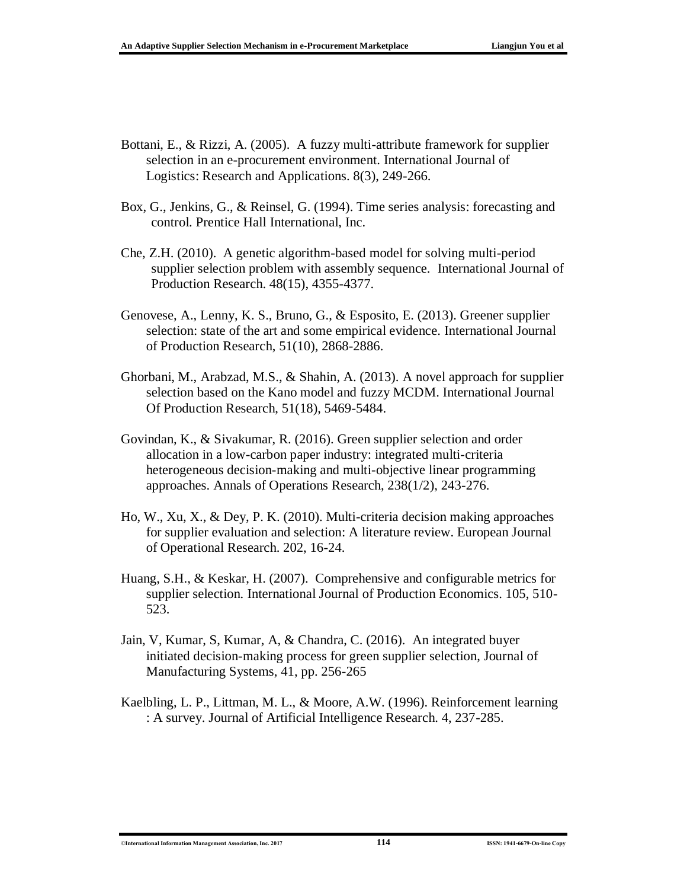Bottani, E., & Rizzi, A. (2005). A fuzzy multi-attribute framework for supplier selection in an e-procurement environment. International Journal of Logistics: Research and Applications. 8(3), 249-266.

Box, G., Jenkins, G., & Reinsel, G. (1994). Time series analysis: forecasting and control. Prentice Hall International, Inc.

Che, Z.H. (2010). A genetic algorithm-based model for solving multi-period supplier selection problem with assembly sequence. International Journal of Production Research. 48(15), 4355-4377.

Genovese, A., Lenny, K. S., Bruno, G., & Esposito, E. (2013). Greener supplier selection: state of the art and some empirical evidence. International Journal of Production Research, 51(10), 2868-2886.

Ghorbani, M., Arabzad, M.S., & Shahin, A. (2013). A novel approach for supplier selection based on the Kano model and fuzzy MCDM. International Journal Of Production Research, 51(18), 5469-5484.

Govindan, K., & Sivakumar, R. (2016). Green supplier selection and order allocation in a low-carbon paper industry: integrated multi-criteria heterogeneous decision-making and multi-objective linear programming approaches. Annals of Operations Research, 238(1/2), 243-276.

Ho, W., Xu, X., & Dey, P. K. (2010). Multi-criteria decision making approaches for supplier evaluation and selection: A literature review. European Journal of Operational Research. 202, 16-24.

Huang, S.H., & Keskar, H. (2007). Comprehensive and configurable metrics for supplier selection. International Journal of Production Economics. 105, 510-523.

Jain, V, Kumar, S, Kumar, A, & Chandra, C. (2016). An integrated buyer initiated decision-making process for green supplier selection, Journal of Manufacturing Systems, 41, pp. 256-265

Kaelbling, L. P., Littman, M. L., & Moore, A.W. (1996). Reinforcement learning : A survey. Journal of Artificial Intelligence Research. 4, 237-285.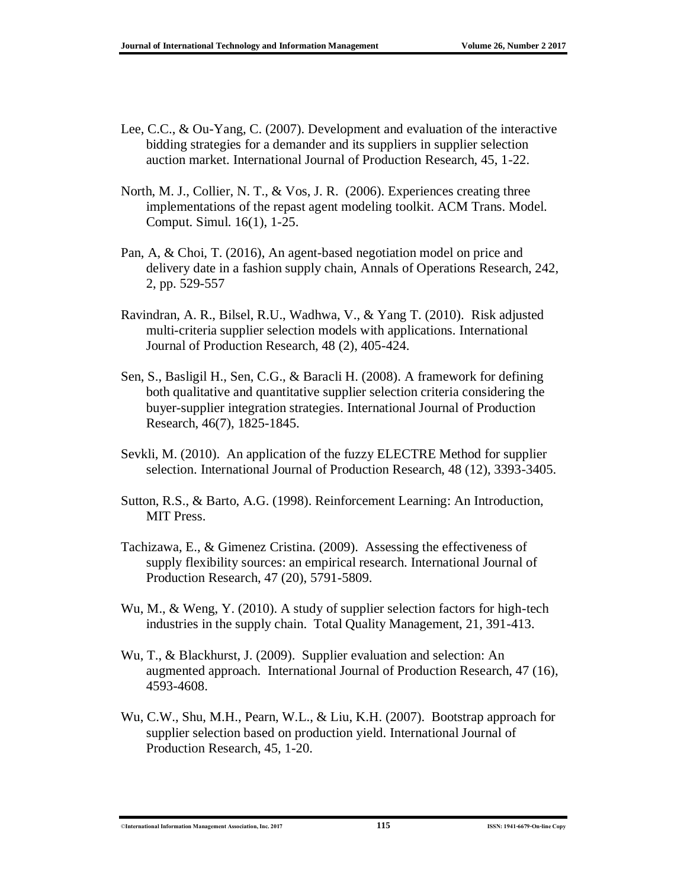Lee, C.C., & Ou-Yang, C. (2007). Development and evaluation of the interactive bidding strategies for a demander and its suppliers in supplier selection auction market. International Journal of Production Research, 45, 1-22.

North, M. J., Collier, N. T., & Vos, J. R. (2006). Experiences creating three implementations of the repast agent modeling toolkit. ACM Trans. Model. Comput. Simul. 16(1), 1-25.

Pan, A, & Choi, T. (2016), An agent-based negotiation model on price and delivery date in a fashion supply chain, Annals of Operations Research, 242, 2, pp. 529-557

Ravindran, A. R., Bilsel, R.U., Wadhwa, V., & Yang T. (2010). Risk adjusted multi-criteria supplier selection models with applications. International Journal of Production Research, 48 (2), 405-424.

Sen, S., Basligil H., Sen, C.G., & Baracli H. (2008). A framework for defining both qualitative and quantitative supplier selection criteria considering the buyer-supplier integration strategies. International Journal of Production Research, 46(7), 1825-1845.

Sevkli, M. (2010). An application of the fuzzy ELECTRE Method for supplier selection. International Journal of Production Research, 48 (12), 3393-3405.

Sutton, R.S., & Barto, A.G. (1998). Reinforcement Learning: An Introduction, MIT Press.

Tachizawa, E., & Gimenez Cristina. (2009). Assessing the effectiveness of supply flexibility sources: an empirical research. International Journal of Production Research, 47 (20), 5791-5809.

Wu, M., & Weng, Y. (2010). A study of supplier selection factors for high-tech industries in the supply chain. Total Quality Management, 21, 391-413.

Wu, T., & Blackhurst, J. (2009). Supplier evaluation and selection: An augmented approach. International Journal of Production Research, 47 (16), 4593-4608.

Wu, C.W., Shu, M.H., Pearn, W.L., & Liu, K.H. (2007). Bootstrap approach for supplier selection based on production yield. International Journal of Production Research, 45, 1-20.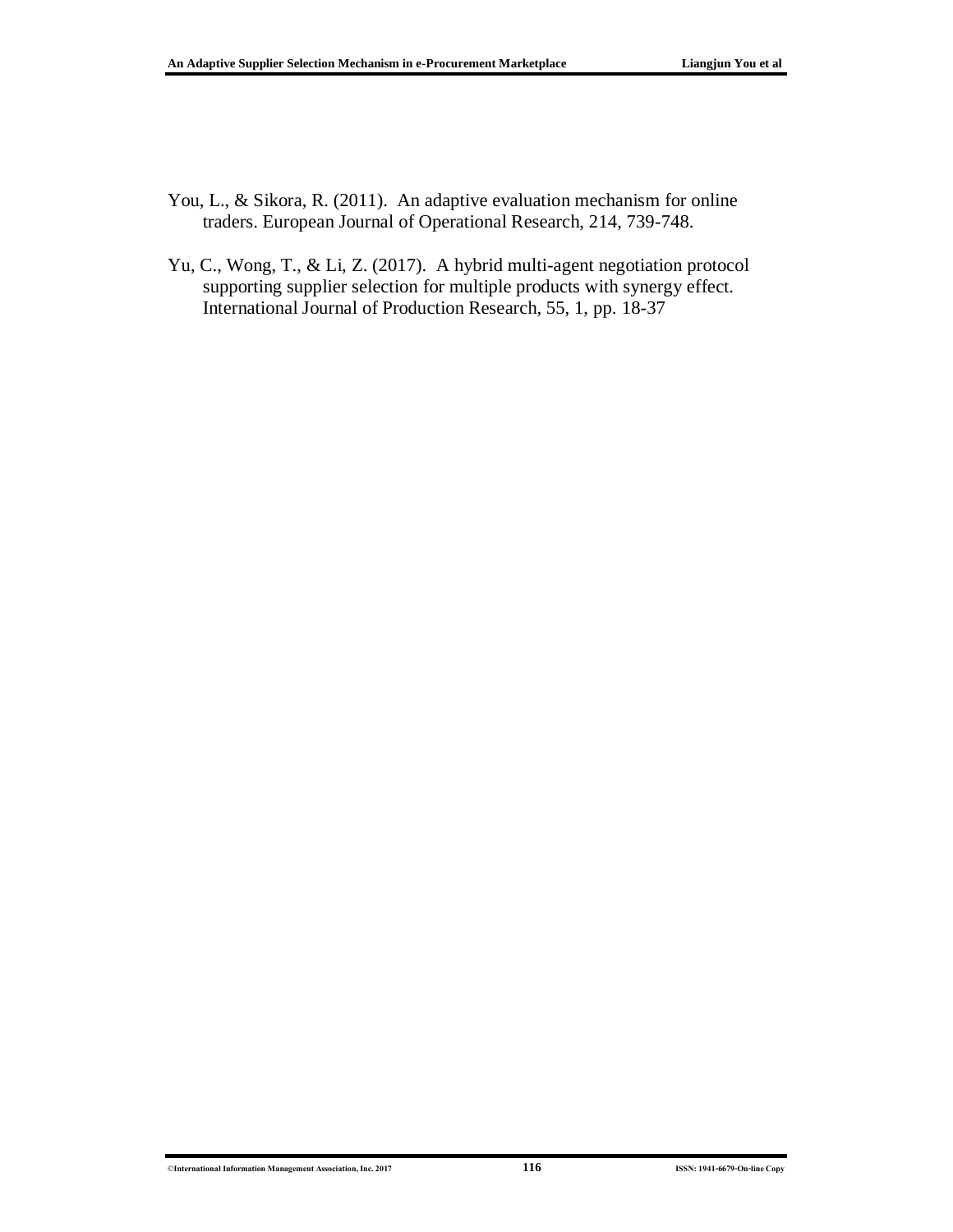You, L., & Sikora, R. (2011). An adaptive evaluation mechanism for online traders. European Journal of Operational Research, 214, 739-748.

Yu, C., Wong, T., & Li, Z. (2017). A hybrid multi-agent negotiation protocol supporting supplier selection for multiple products with synergy effect. International Journal of Production Research, 55, 1, pp. 18-37